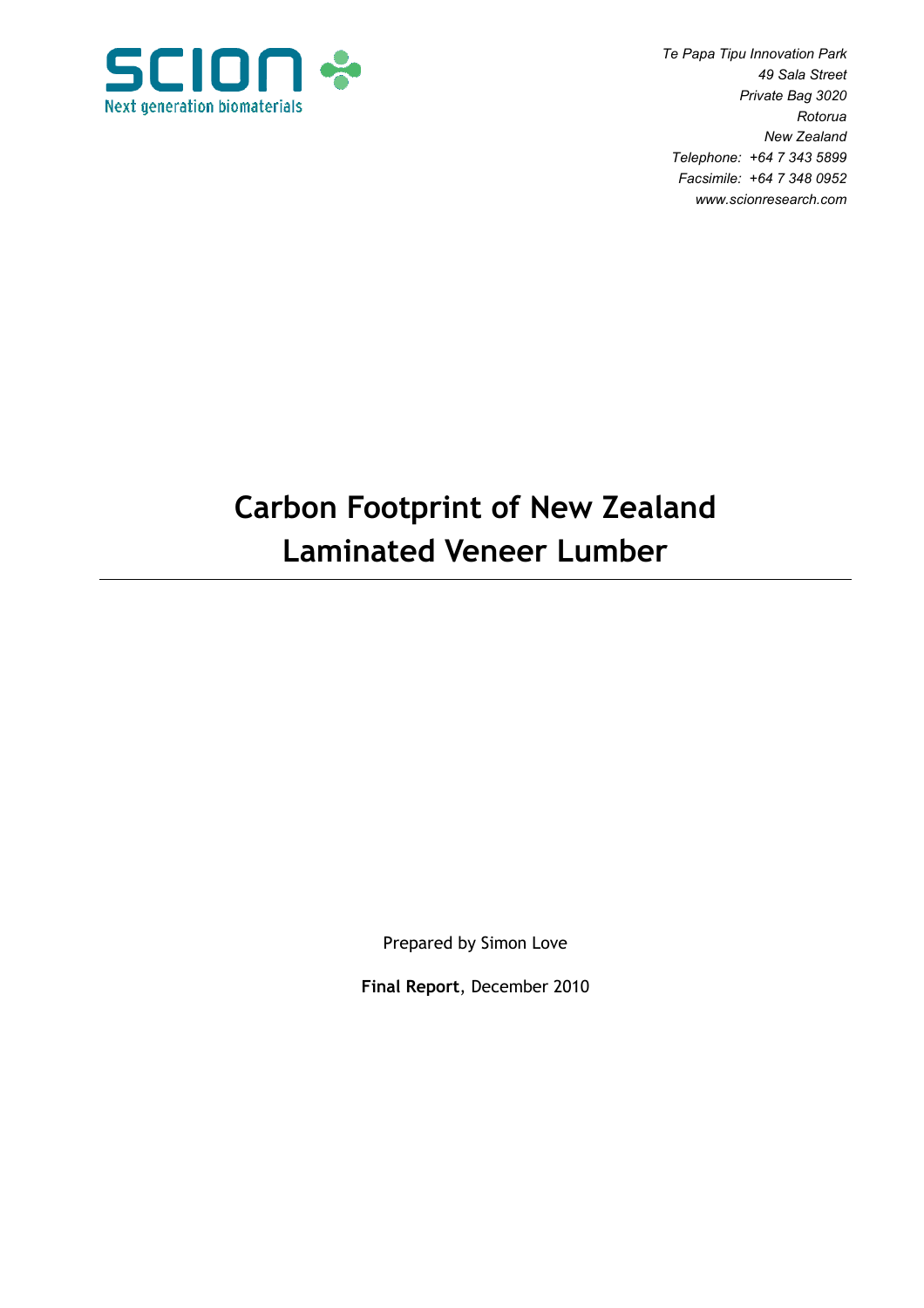SCION

Next generation biomaterials

*Te Papa Tipu Innovation Park*
*49 Sala Street*
*Private Bag 3020*
*Rotorua*
*New Zealand*
*Telephone: +64 7 343 5899*
*Facsimile: +64 7 348 0952*
*www.scionresearch.com*

# Carbon Footprint of New Zealand Laminated Veneer Lumber

Prepared by Simon Love

**Final Report**, December 2010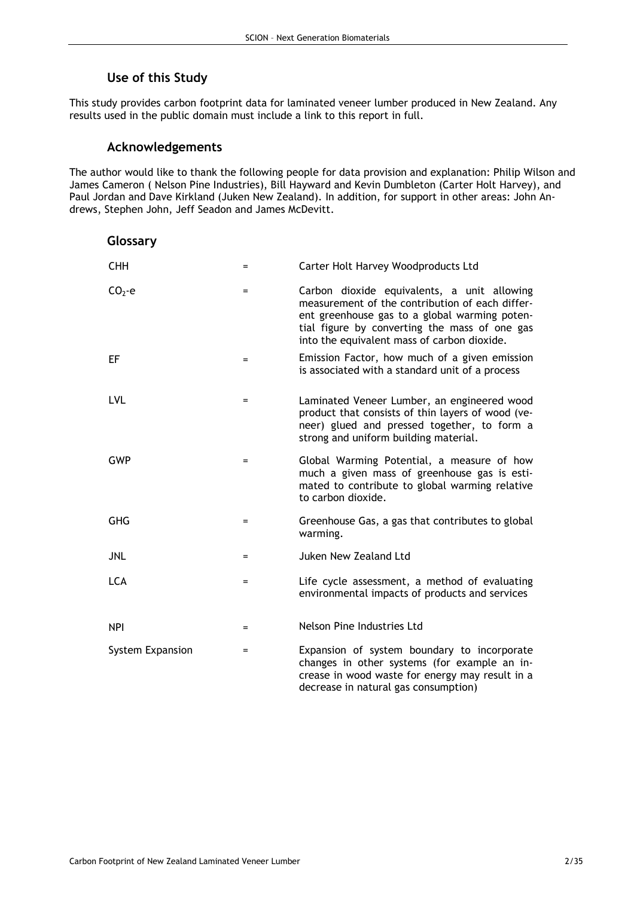## Use of this Study

This study provides carbon footprint data for laminated veneer lumber produced in New Zealand. Any results used in the public domain must include a link to this report in full.

## Acknowledgements

The author would like to thank the following people for data provision and explanation: Philip Wilson and James Cameron ( Nelson Pine Industries), Bill Hayward and Kevin Dumbleton (Carter Holt Harvey), and Paul Jordan and Dave Kirkland (Juken New Zealand). In addition, for support in other areas: John Andrews, Stephen John, Jeff Seadon and James McDevitt.

## Glossary

| | | |
|---|---|---|
| CHH | = | Carter Holt Harvey Woodproducts Ltd |
| $CO_2$-e | = | Carbon dioxide equivalents, a unit allowing measurement of the contribution of each different greenhouse gas to a global warming potential figure by converting the mass of one gas into the equivalent mass of carbon dioxide. |
| EF | = | Emission Factor, how much of a given emission is associated with a standard unit of a process |
| LVL | = | Laminated Veneer Lumber, an engineered wood product that consists of thin layers of wood (veneer) glued and pressed together, to form a strong and uniform building material. |
| GWP | = | Global Warming Potential, a measure of how much a given mass of greenhouse gas is estimated to contribute to global warming relative to carbon dioxide. |
| GHG | = | Greenhouse Gas, a gas that contributes to global warming. |
| JNL | = | Juken New Zealand Ltd |
| LCA | = | Life cycle assessment, a method of evaluating environmental impacts of products and services |
| NPI | = | Nelson Pine Industries Ltd |
| System Expansion | = | Expansion of system boundary to incorporate changes in other systems (for example an increase in wood waste for energy may result in a decrease in natural gas consumption) |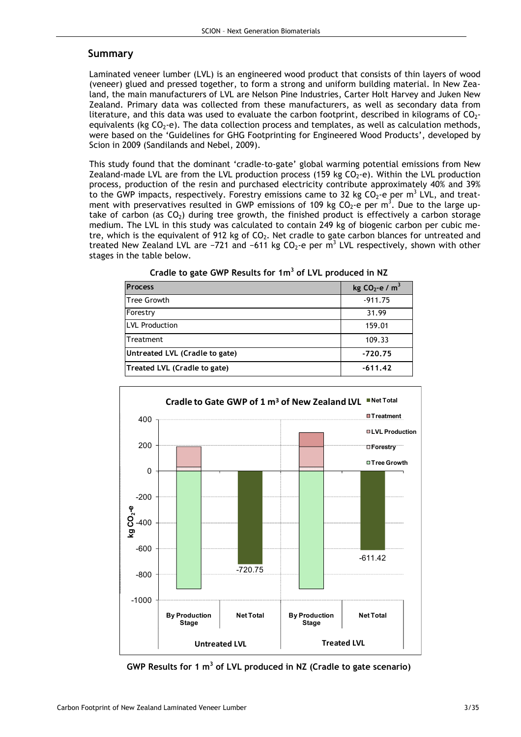## Summary

Laminated veneer lumber (LVL) is an engineered wood product that consists of thin layers of wood (veneer) glued and pressed together, to form a strong and uniform building material. In New Zealand, the main manufacturers of LVL are Nelson Pine Industries, Carter Holt Harvey and Juken New Zealand. Primary data was collected from these manufacturers, as well as secondary data from literature, and this data was used to evaluate the carbon footprint, described in kilograms of $CO_2$-equivalents (kg $CO_2$-e). The data collection process and templates, as well as calculation methods, were based on the 'Guidelines for GHG Footprinting for Engineered Wood Products', developed by Scion in 2009 (Sandilands and Nebel, 2009).

This study found that the dominant 'cradle-to-gate' global warming potential emissions from New Zealand-made LVL are from the LVL production process (159 kg $CO_2$-e). Within the LVL production process, production of the resin and purchased electricity contribute approximately 40% and 39% to the GWP impacts, respectively. Forestry emissions came to 32 kg $CO_2$-e per $m^3$ LVL, and treatment with preservatives resulted in GWP emissions of 109 kg $CO_2$-e per $m^3$. Due to the large uptake of carbon (as $CO_2$) during tree growth, the finished product is effectively a carbon storage medium. The LVL in this study was calculated to contain 249 kg of biogenic carbon per cubic metre, which is the equivalent of 912 kg of $CO_2$. Net cradle to gate carbon blances for untreated and treated New Zealand LVL are −721 and −611 kg $CO_2$-e per $m^3$ LVL respectively, shown with other stages in the table below.

**Cradle to gate GWP Results for 1$m^3$ of LVL produced in NZ**

| Process | kg $CO_2$-e / $m^3$ |
|---|---|
| Tree Growth | -911.75 |
| Forestry | 31.99 |
| LVL Production | 159.01 |
| Treatment | 109.33 |
| **Untreated LVL (Cradle to gate)** | **-720.75** |
| **Treated LVL (Cradle to gate)** | **-611.42** |

**GWP Results for 1 $m^3$ of LVL produced in NZ (Cradle to gate scenario)**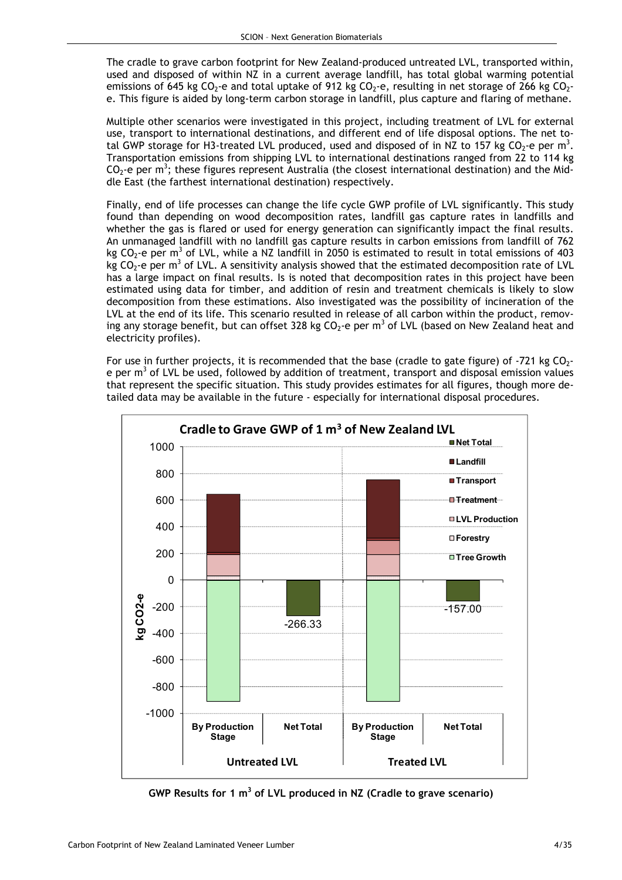The cradle to grave carbon footprint for New Zealand-produced untreated LVL, transported within, used and disposed of within NZ in a current average landfill, has total global warming potential emissions of 645 kg $CO_2$-e and total uptake of 912 kg $CO_2$-e, resulting in net storage of 266 kg $CO_2$-e. This figure is aided by long-term carbon storage in landfill, plus capture and flaring of methane.

Multiple other scenarios were investigated in this project, including treatment of LVL for external use, transport to international destinations, and different end of life disposal options. The net total GWP storage for H3-treated LVL produced, used and disposed of in NZ to 157 kg $CO_2$-e per $m^3$. Transportation emissions from shipping LVL to international destinations ranged from 22 to 114 kg $CO_2$-e per $m^3$; these figures represent Australia (the closest international destination) and the Middle East (the farthest international destination) respectively.

Finally, end of life processes can change the life cycle GWP profile of LVL significantly. This study found than depending on wood decomposition rates, landfill gas capture rates in landfills and whether the gas is flared or used for energy generation can significantly impact the final results. An unmanaged landfill with no landfill gas capture results in carbon emissions from landfill of 762 kg $CO_2$-e per $m^3$ of LVL, while a NZ landfill in 2050 is estimated to result in total emissions of 403 kg $CO_2$-e per $m^3$ of LVL. A sensitivity analysis showed that the estimated decomposition rate of LVL has a large impact on final results. Is is noted that decomposition rates in this project have been estimated using data for timber, and addition of resin and treatment chemicals is likely to slow decomposition from these estimations. Also investigated was the possibility of incineration of the LVL at the end of its life. This scenario resulted in release of all carbon within the product, removing any storage benefit, but can offset 328 kg $CO_2$-e per $m^3$ of LVL (based on New Zealand heat and electricity profiles).

For use in further projects, it is recommended that the base (cradle to gate figure) of -721 kg $CO_2$-e per $m^3$ of LVL be used, followed by addition of treatment, transport and disposal emission values that represent the specific situation. This study provides estimates for all figures, though more detailed data may be available in the future - especially for international disposal procedures.

**GWP Results for 1 $m^3$ of LVL produced in NZ (Cradle to grave scenario)**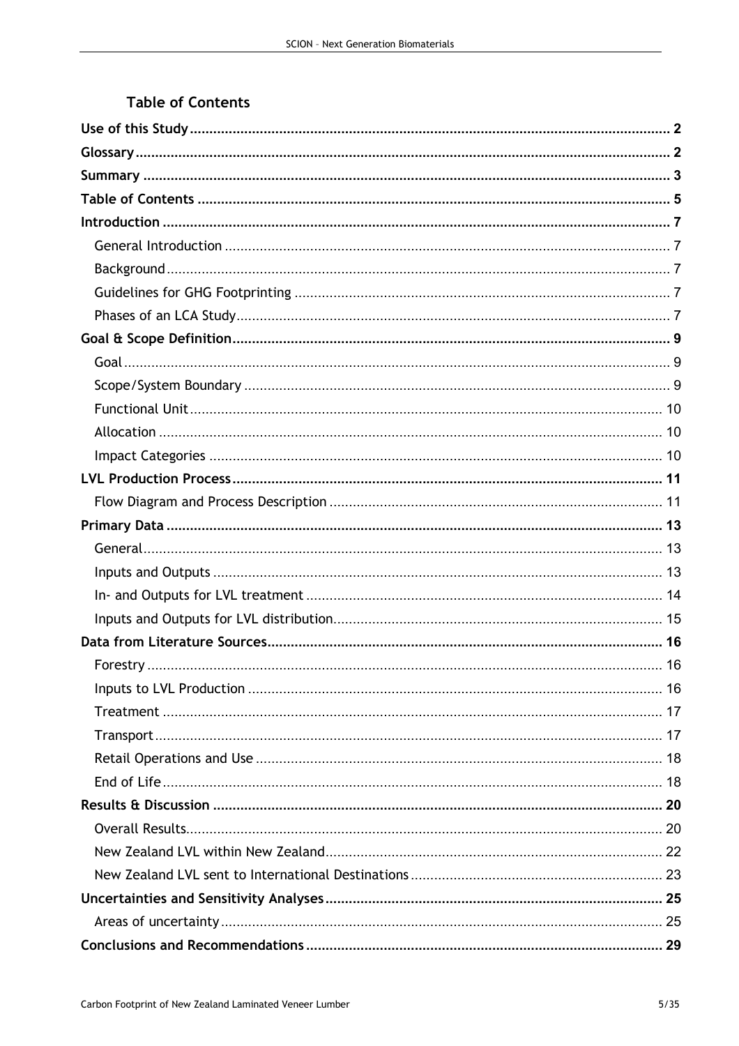## Table of Contents

**Use of this Study** ..... **2**

**Glossary** ..... **2**

**Summary** ..... **3**

**Table of Contents** ..... **5**

**Introduction** ..... **7**

- General Introduction ..... 7
- Background ..... 7
- Guidelines for GHG Footprinting ..... 7
- Phases of an LCA Study ..... 7

**Goal & Scope Definition** ..... **9**

- Goal ..... 9
- Scope/System Boundary ..... 9
- Functional Unit ..... 10
- Allocation ..... 10
- Impact Categories ..... 10

**LVL Production Process** ..... **11**

- Flow Diagram and Process Description ..... 11

**Primary Data** ..... **13**

- General ..... 13
- Inputs and Outputs ..... 13
- In- and Outputs for LVL treatment ..... 14
- Inputs and Outputs for LVL distribution ..... 15

**Data from Literature Sources** ..... **16**

- Forestry ..... 16
- Inputs to LVL Production ..... 16
- Treatment ..... 17
- Transport ..... 17
- Retail Operations and Use ..... 18
- End of Life ..... 18

**Results & Discussion** ..... **20**

- Overall Results ..... 20
- New Zealand LVL within New Zealand ..... 22
- New Zealand LVL sent to International Destinations ..... 23

**Uncertainties and Sensitivity Analyses** ..... **25**

- Areas of uncertainty ..... 25

**Conclusions and Recommendations** ..... **29**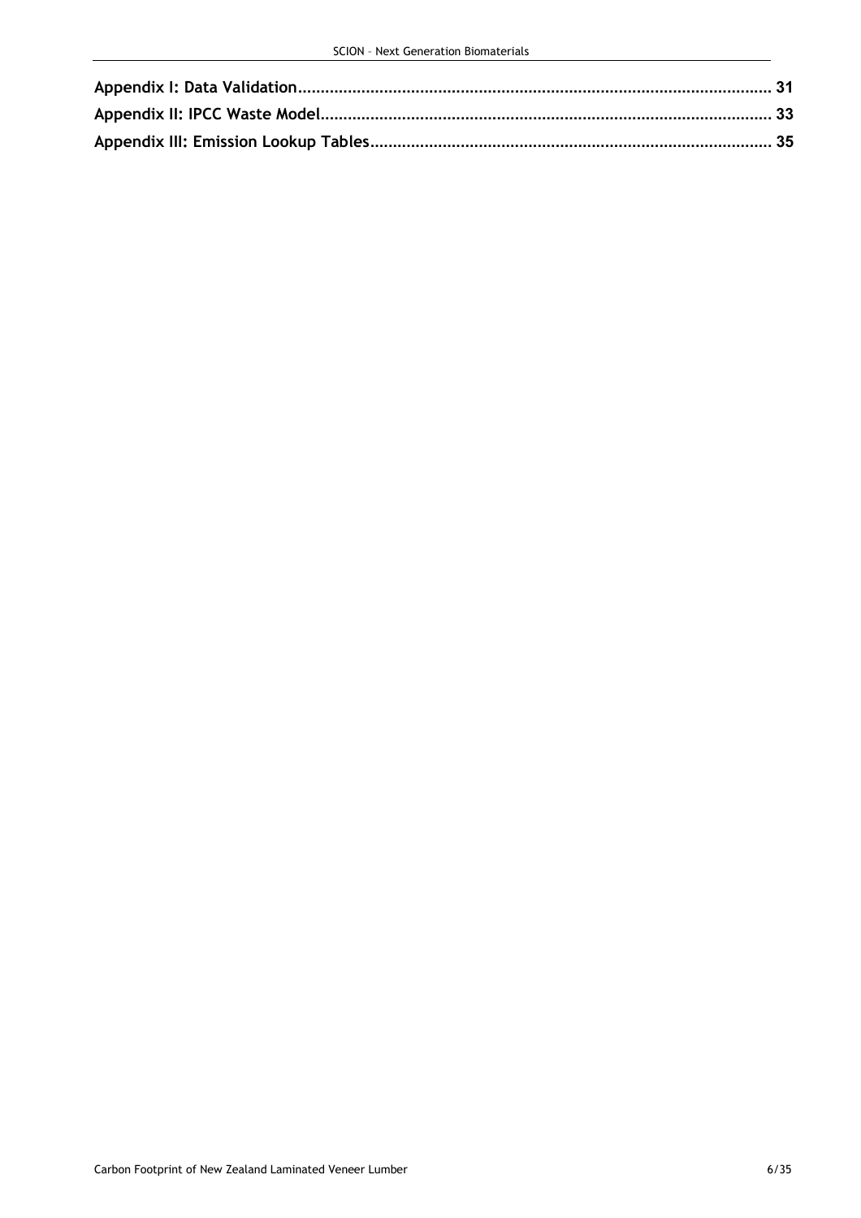**Appendix I: Data Validation** ........................................................................................................ 31

**Appendix II: IPCC Waste Model** .................................................................................................. 33

**Appendix III: Emission Lookup Tables** ........................................................................................ 35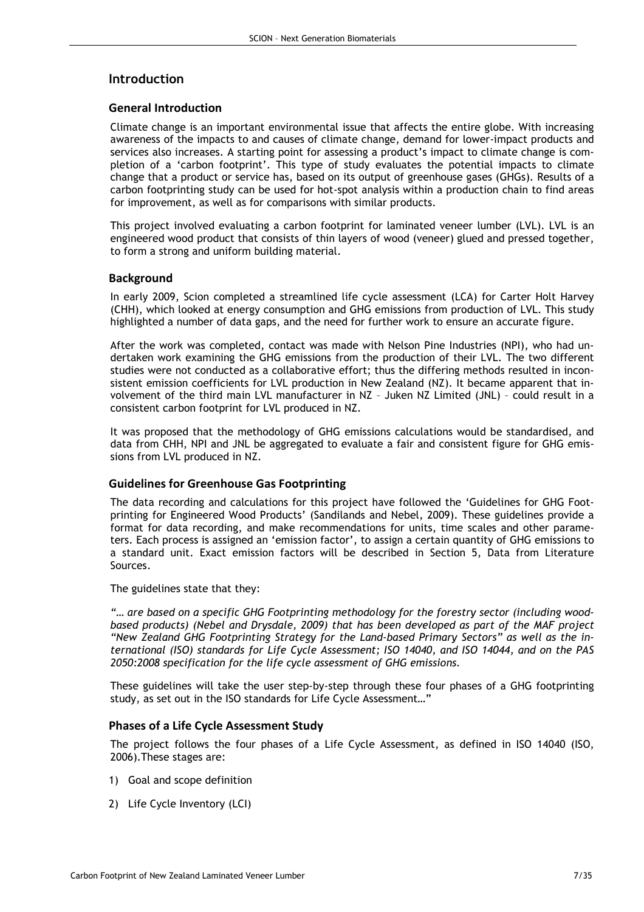# Introduction

## General Introduction

Climate change is an important environmental issue that affects the entire globe. With increasing awareness of the impacts to and causes of climate change, demand for lower-impact products and services also increases. A starting point for assessing a product's impact to climate change is completion of a 'carbon footprint'. This type of study evaluates the potential impacts to climate change that a product or service has, based on its output of greenhouse gases (GHGs). Results of a carbon footprinting study can be used for hot-spot analysis within a production chain to find areas for improvement, as well as for comparisons with similar products.

This project involved evaluating a carbon footprint for laminated veneer lumber (LVL). LVL is an engineered wood product that consists of thin layers of wood (veneer) glued and pressed together, to form a strong and uniform building material.

## Background

In early 2009, Scion completed a streamlined life cycle assessment (LCA) for Carter Holt Harvey (CHH), which looked at energy consumption and GHG emissions from production of LVL. This study highlighted a number of data gaps, and the need for further work to ensure an accurate figure.

After the work was completed, contact was made with Nelson Pine Industries (NPI), who had undertaken work examining the GHG emissions from the production of their LVL. The two different studies were not conducted as a collaborative effort; thus the differing methods resulted in inconsistent emission coefficients for LVL production in New Zealand (NZ). It became apparent that involvement of the third main LVL manufacturer in NZ – Juken NZ Limited (JNL) – could result in a consistent carbon footprint for LVL produced in NZ.

It was proposed that the methodology of GHG emissions calculations would be standardised, and data from CHH, NPI and JNL be aggregated to evaluate a fair and consistent figure for GHG emissions from LVL produced in NZ.

## Guidelines for Greenhouse Gas Footprinting

The data recording and calculations for this project have followed the 'Guidelines for GHG Footprinting for Engineered Wood Products' (Sandilands and Nebel, 2009). These guidelines provide a format for data recording, and make recommendations for units, time scales and other parameters. Each process is assigned an 'emission factor', to assign a certain quantity of GHG emissions to a standard unit. Exact emission factors will be described in Section 5, Data from Literature Sources.

The guidelines state that they:

*"… are based on a specific GHG Footprinting methodology for the forestry sector (including wood-based products) (Nebel and Drysdale, 2009) that has been developed as part of the MAF project "New Zealand GHG Footprinting Strategy for the Land-based Primary Sectors" as well as the international (ISO) standards for Life Cycle Assessment; ISO 14040, and ISO 14044, and on the PAS 2050:2008 specification for the life cycle assessment of GHG emissions.*

*These guidelines will take the user step-by-step through these four phases of a GHG footprinting study, as set out in the ISO standards for Life Cycle Assessment…"*

## Phases of a Life Cycle Assessment Study

The project follows the four phases of a Life Cycle Assessment, as defined in ISO 14040 (ISO, 2006).These stages are:

1) Goal and scope definition
2) Life Cycle Inventory (LCI)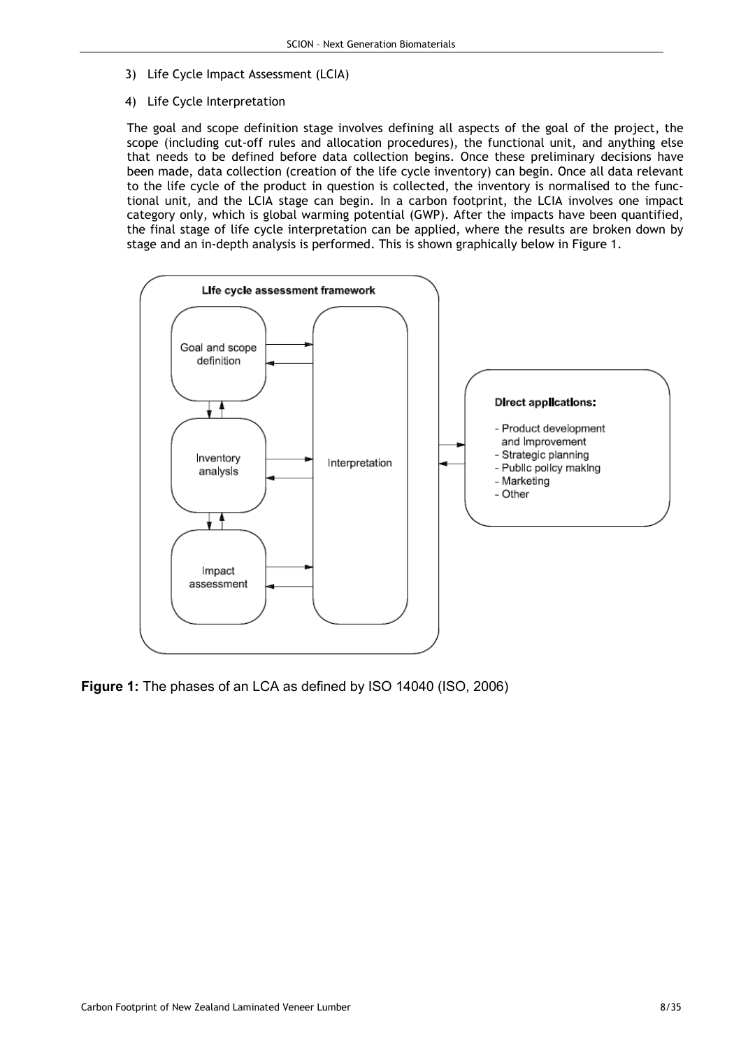3) Life Cycle Impact Assessment (LCIA)

4) Life Cycle Interpretation

The goal and scope definition stage involves defining all aspects of the goal of the project, the scope (including cut-off rules and allocation procedures), the functional unit, and anything else that needs to be defined before data collection begins. Once these preliminary decisions have been made, data collection (creation of the life cycle inventory) can begin. Once all data relevant to the life cycle of the product in question is collected, the inventory is normalised to the functional unit, and the LCIA stage can begin. In a carbon footprint, the LCIA involves one impact category only, which is global warming potential (GWP). After the impacts have been quantified, the final stage of life cycle interpretation can be applied, where the results are broken down by stage and an in-depth analysis is performed. This is shown graphically below in Figure 1.

Life cycle assessment framework

Goal and scope definition

Inventory analysis

Impact assessment

Interpretation

Direct applications:

- Product development and improvement
- Strategic planning
- Public policy making
- Marketing
- Other

**Figure 1:** The phases of an LCA as defined by ISO 14040 (ISO, 2006)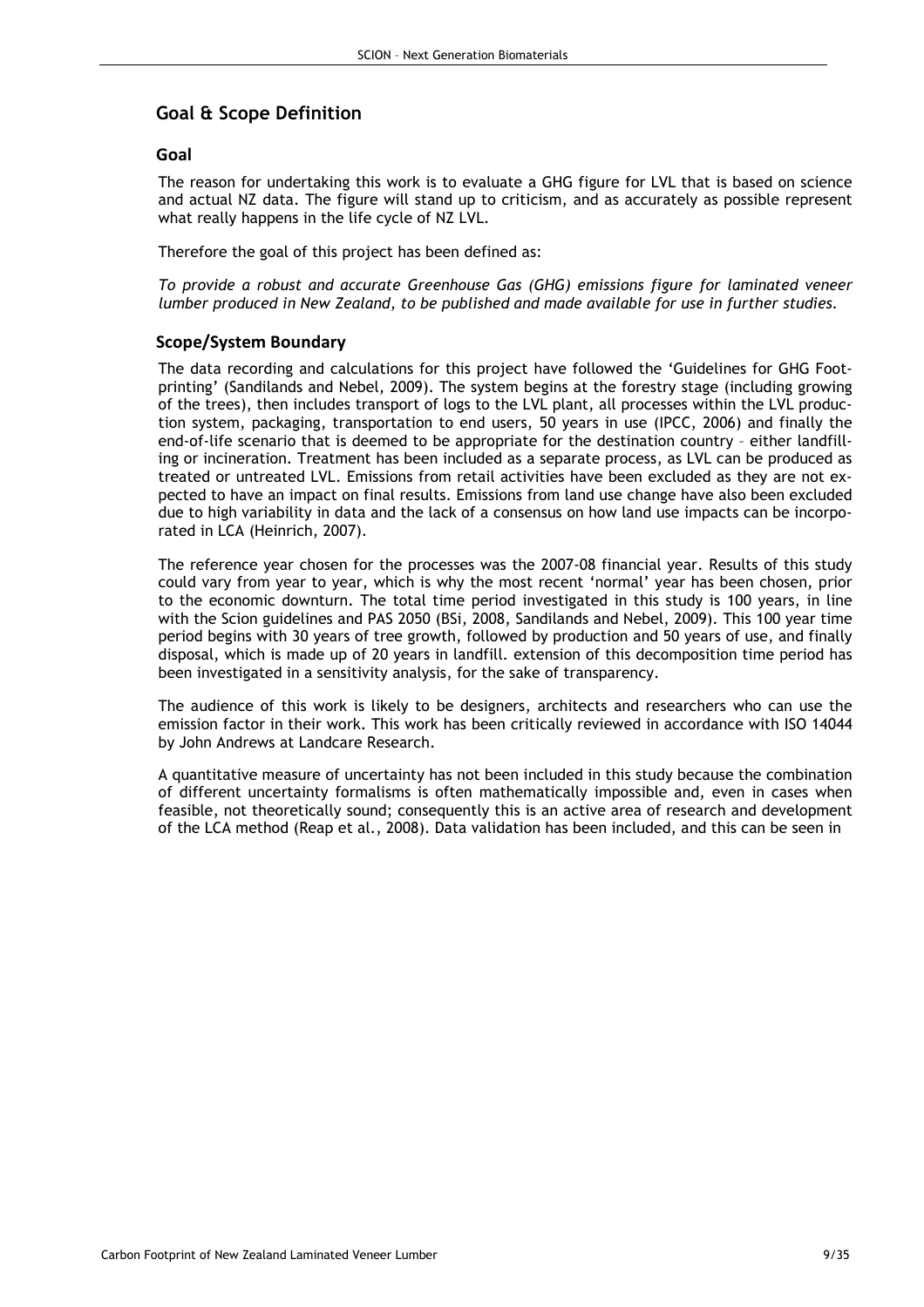## Goal & Scope Definition

### Goal

The reason for undertaking this work is to evaluate a GHG figure for LVL that is based on science and actual NZ data. The figure will stand up to criticism, and as accurately as possible represent what really happens in the life cycle of NZ LVL.

Therefore the goal of this project has been defined as:

*To provide a robust and accurate Greenhouse Gas (GHG) emissions figure for laminated veneer lumber produced in New Zealand, to be published and made available for use in further studies.*

### Scope/System Boundary

The data recording and calculations for this project have followed the 'Guidelines for GHG Footprinting' (Sandilands and Nebel, 2009). The system begins at the forestry stage (including growing of the trees), then includes transport of logs to the LVL plant, all processes within the LVL production system, packaging, transportation to end users, 50 years in use (IPCC, 2006) and finally the end-of-life scenario that is deemed to be appropriate for the destination country – either landfilling or incineration. Treatment has been included as a separate process, as LVL can be produced as treated or untreated LVL. Emissions from retail activities have been excluded as they are not expected to have an impact on final results. Emissions from land use change have also been excluded due to high variability in data and the lack of a consensus on how land use impacts can be incorporated in LCA (Heinrich, 2007).

The reference year chosen for the processes was the 2007-08 financial year. Results of this study could vary from year to year, which is why the most recent 'normal' year has been chosen, prior to the economic downturn. The total time period investigated in this study is 100 years, in line with the Scion guidelines and PAS 2050 (BSi, 2008, Sandilands and Nebel, 2009). This 100 year time period begins with 30 years of tree growth, followed by production and 50 years of use, and finally disposal, which is made up of 20 years in landfill. extension of this decomposition time period has been investigated in a sensitivity analysis, for the sake of transparency.

The audience of this work is likely to be designers, architects and researchers who can use the emission factor in their work. This work has been critically reviewed in accordance with ISO 14044 by John Andrews at Landcare Research.

A quantitative measure of uncertainty has not been included in this study because the combination of different uncertainty formalisms is often mathematically impossible and, even in cases when feasible, not theoretically sound; consequently this is an active area of research and development of the LCA method (Reap et al., 2008). Data validation has been included, and this can be seen in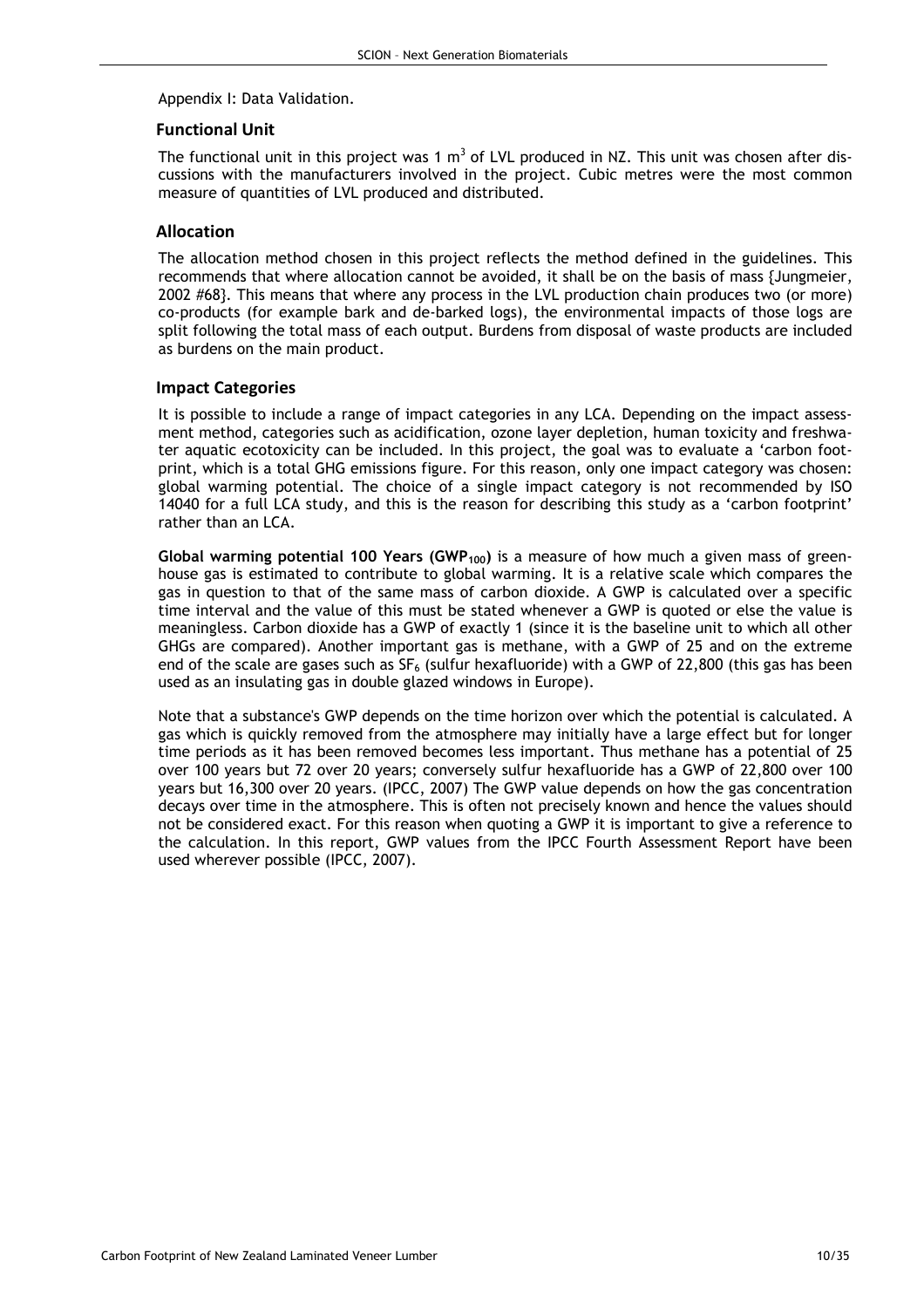Appendix I: Data Validation.

## Functional Unit

The functional unit in this project was 1 $m^3$ of LVL produced in NZ. This unit was chosen after discussions with the manufacturers involved in the project. Cubic metres were the most common measure of quantities of LVL produced and distributed.

## Allocation

The allocation method chosen in this project reflects the method defined in the guidelines. This recommends that where allocation cannot be avoided, it shall be on the basis of mass {Jungmeier, 2002 #68}. This means that where any process in the LVL production chain produces two (or more) co-products (for example bark and de-barked logs), the environmental impacts of those logs are split following the total mass of each output. Burdens from disposal of waste products are included as burdens on the main product.

## Impact Categories

It is possible to include a range of impact categories in any LCA. Depending on the impact assessment method, categories such as acidification, ozone layer depletion, human toxicity and freshwater aquatic ecotoxicity can be included. In this project, the goal was to evaluate a 'carbon footprint, which is a total GHG emissions figure. For this reason, only one impact category was chosen: global warming potential. The choice of a single impact category is not recommended by ISO 14040 for a full LCA study, and this is the reason for describing this study as a 'carbon footprint' rather than an LCA.

**Global warming potential 100 Years ($GWP_{100}$)** is a measure of how much a given mass of greenhouse gas is estimated to contribute to global warming. It is a relative scale which compares the gas in question to that of the same mass of carbon dioxide. A GWP is calculated over a specific time interval and the value of this must be stated whenever a GWP is quoted or else the value is meaningless. Carbon dioxide has a GWP of exactly 1 (since it is the baseline unit to which all other GHGs are compared). Another important gas is methane, with a GWP of 25 and on the extreme end of the scale are gases such as $SF_6$ (sulfur hexafluoride) with a GWP of 22,800 (this gas has been used as an insulating gas in double glazed windows in Europe).

Note that a substance's GWP depends on the time horizon over which the potential is calculated. A gas which is quickly removed from the atmosphere may initially have a large effect but for longer time periods as it has been removed becomes less important. Thus methane has a potential of 25 over 100 years but 72 over 20 years; conversely sulfur hexafluoride has a GWP of 22,800 over 100 years but 16,300 over 20 years. (IPCC, 2007) The GWP value depends on how the gas concentration decays over time in the atmosphere. This is often not precisely known and hence the values should not be considered exact. For this reason when quoting a GWP it is important to give a reference to the calculation. In this report, GWP values from the IPCC Fourth Assessment Report have been used wherever possible (IPCC, 2007).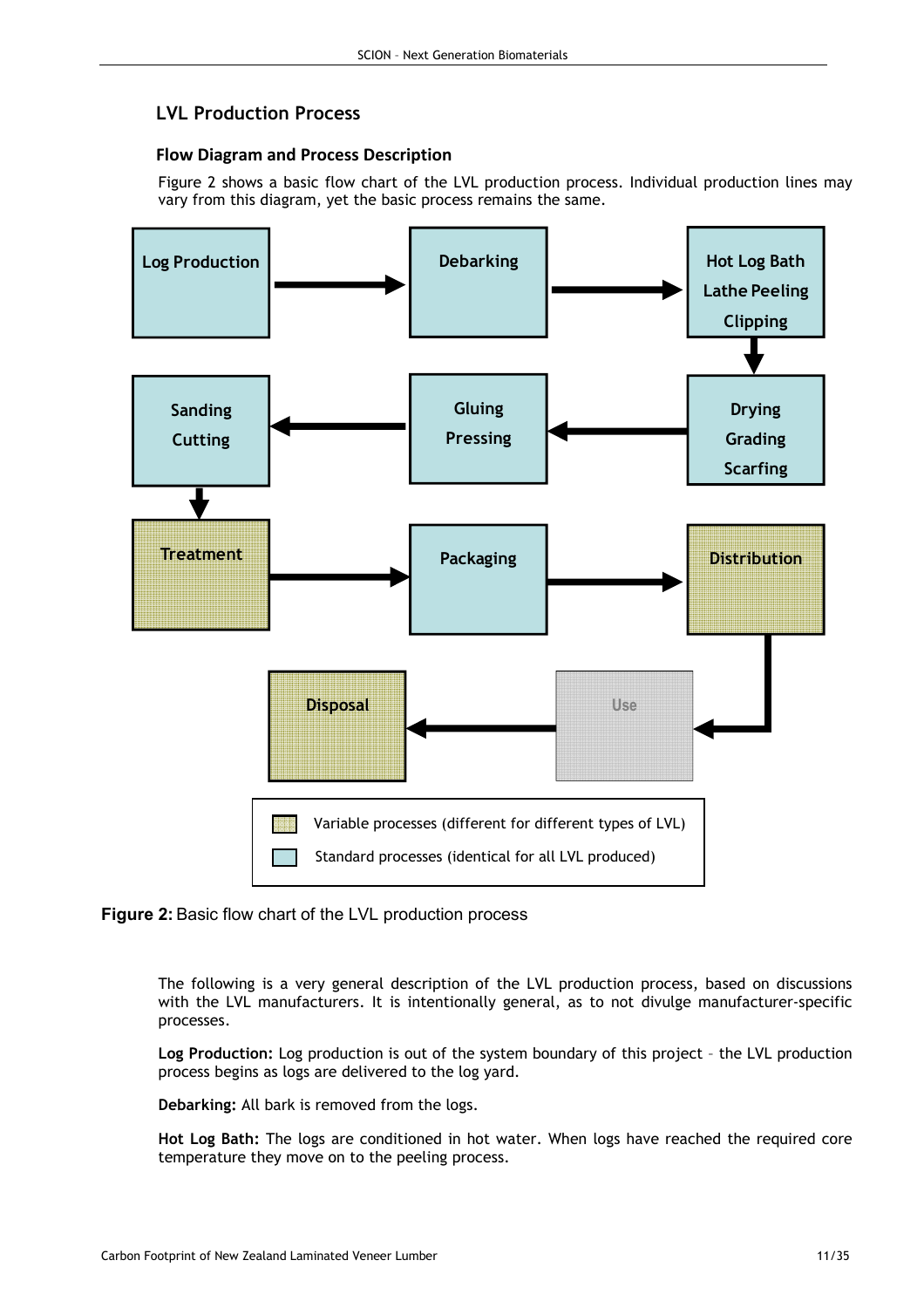## LVL Production Process

### Flow Diagram and Process Description

Figure 2 shows a basic flow chart of the LVL production process. Individual production lines may vary from this diagram, yet the basic process remains the same.

Log Production → Debarking → Hot Log Bath / Lathe Peeling / Clipping → Drying / Grading / Scarfing → Gluing / Pressing → Sanding / Cutting → Treatment → Packaging → Distribution → Use → Disposal

Variable processes (different for different types of LVL)

Standard processes (identical for all LVL produced)

**Figure 2:** Basic flow chart of the LVL production process

The following is a very general description of the LVL production process, based on discussions with the LVL manufacturers. It is intentionally general, as to not divulge manufacturer-specific processes.

**Log Production:** Log production is out of the system boundary of this project – the LVL production process begins as logs are delivered to the log yard.

**Debarking:** All bark is removed from the logs.

**Hot Log Bath:** The logs are conditioned in hot water. When logs have reached the required core temperature they move on to the peeling process.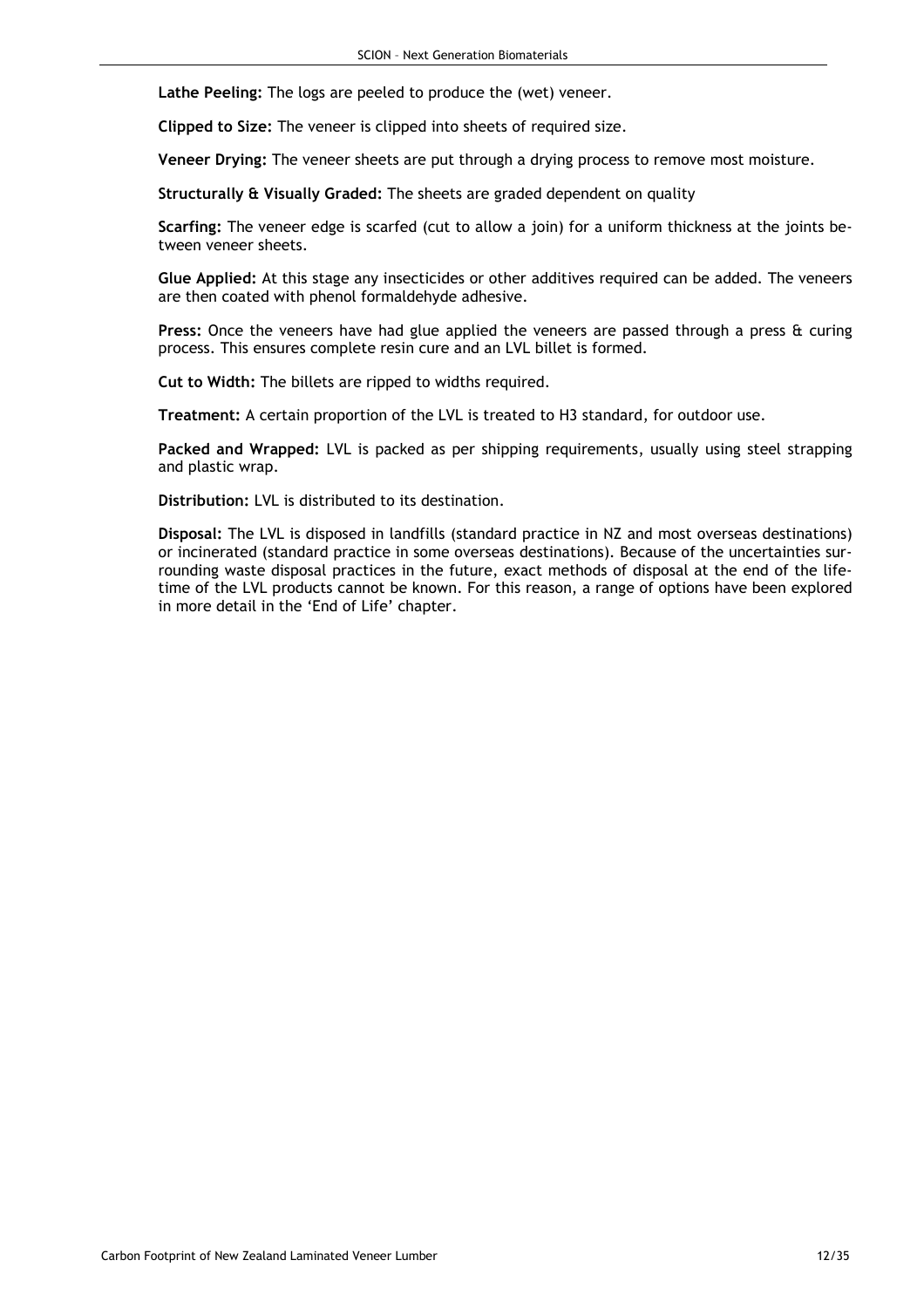**Lathe Peeling:** The logs are peeled to produce the (wet) veneer.

**Clipped to Size:** The veneer is clipped into sheets of required size.

**Veneer Drying:** The veneer sheets are put through a drying process to remove most moisture.

**Structurally & Visually Graded:** The sheets are graded dependent on quality

**Scarfing:** The veneer edge is scarfed (cut to allow a join) for a uniform thickness at the joints between veneer sheets.

**Glue Applied:** At this stage any insecticides or other additives required can be added. The veneers are then coated with phenol formaldehyde adhesive.

**Press:** Once the veneers have had glue applied the veneers are passed through a press & curing process. This ensures complete resin cure and an LVL billet is formed.

**Cut to Width:** The billets are ripped to widths required.

**Treatment:** A certain proportion of the LVL is treated to H3 standard, for outdoor use.

**Packed and Wrapped:** LVL is packed as per shipping requirements, usually using steel strapping and plastic wrap.

**Distribution:** LVL is distributed to its destination.

**Disposal:** The LVL is disposed in landfills (standard practice in NZ and most overseas destinations) or incinerated (standard practice in some overseas destinations). Because of the uncertainties surrounding waste disposal practices in the future, exact methods of disposal at the end of the lifetime of the LVL products cannot be known. For this reason, a range of options have been explored in more detail in the 'End of Life' chapter.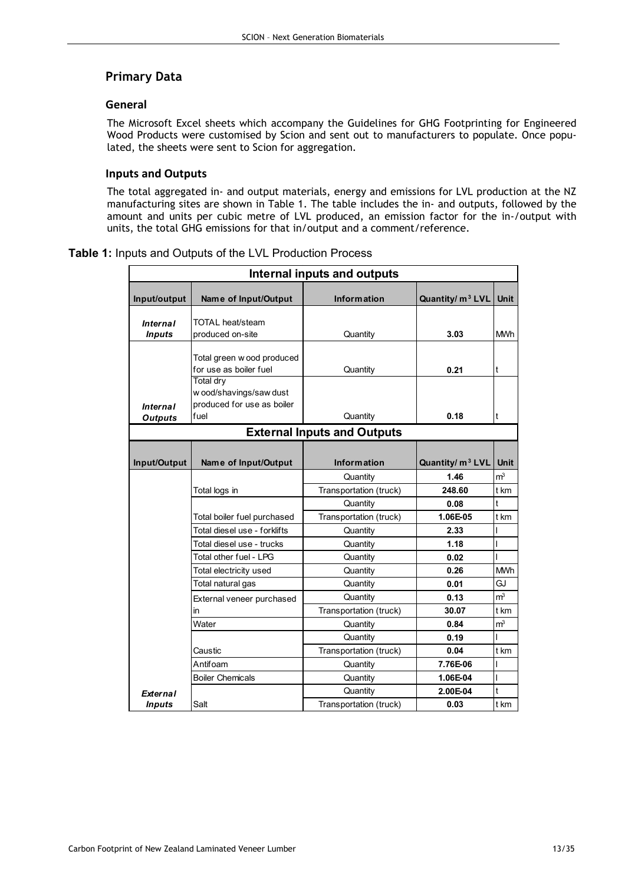## Primary Data

### General

The Microsoft Excel sheets which accompany the Guidelines for GHG Footprinting for Engineered Wood Products were customised by Scion and sent out to manufacturers to populate. Once populated, the sheets were sent to Scion for aggregation.

### Inputs and Outputs

The total aggregated in- and output materials, energy and emissions for LVL production at the NZ manufacturing sites are shown in Table 1. The table includes the in- and outputs, followed by the amount and units per cubic metre of LVL produced, an emission factor for the in-/output with units, the total GHG emissions for that in/output and a comment/reference.

**Table 1:** Inputs and Outputs of the LVL Production Process

| **Internal inputs and outputs** | | | | |
|---|---|---|---|---|
| **Input/output** | **Name of Input/Output** | **Information** | **Quantity/ $m^3$ LVL** | **Unit** |
| ***Internal Inputs*** | TOTAL heat/steam produced on-site | Quantity | **3.03** | MWh |
| | Total green wood produced for use as boiler fuel | Quantity | **0.21** | t |
| ***Internal Outputs*** | Total dry wood/shavings/saw dust produced for use as boiler fuel | Quantity | **0.18** | t |
| **External Inputs and Outputs** | | | | |
| **Input/Output** | **Name of Input/Output** | **Information** | **Quantity/ $m^3$ LVL** | **Unit** |
| | Total logs in | Quantity | **1.46** | $m^3$ |
| | | Transportation (truck) | **248.60** | t km |
| | Total boiler fuel purchased | Quantity | **0.08** | t |
| | | Transportation (truck) | **1.06E-05** | t km |
| | Total diesel use - forklifts | Quantity | **2.33** | l |
| | Total diesel use - trucks | Quantity | **1.18** | l |
| | Total other fuel - LPG | Quantity | **0.02** | l |
| | Total electricity used | Quantity | **0.26** | MWh |
| | Total natural gas | Quantity | **0.01** | GJ |
| | External veneer purchased in | Quantity | **0.13** | $m^3$ |
| | | Transportation (truck) | **30.07** | t km |
| | Water | Quantity | **0.84** | $m^3$ |
| | Caustic | Quantity | **0.19** | l |
| | | Transportation (truck) | **0.04** | t km |
| | Antifoam | Quantity | **7.76E-06** | l |
| | Boiler Chemicals | Quantity | **1.06E-04** | l |
| ***External Inputs*** | Salt | Quantity | **2.00E-04** | t |
| | | Transportation (truck) | **0.03** | t km |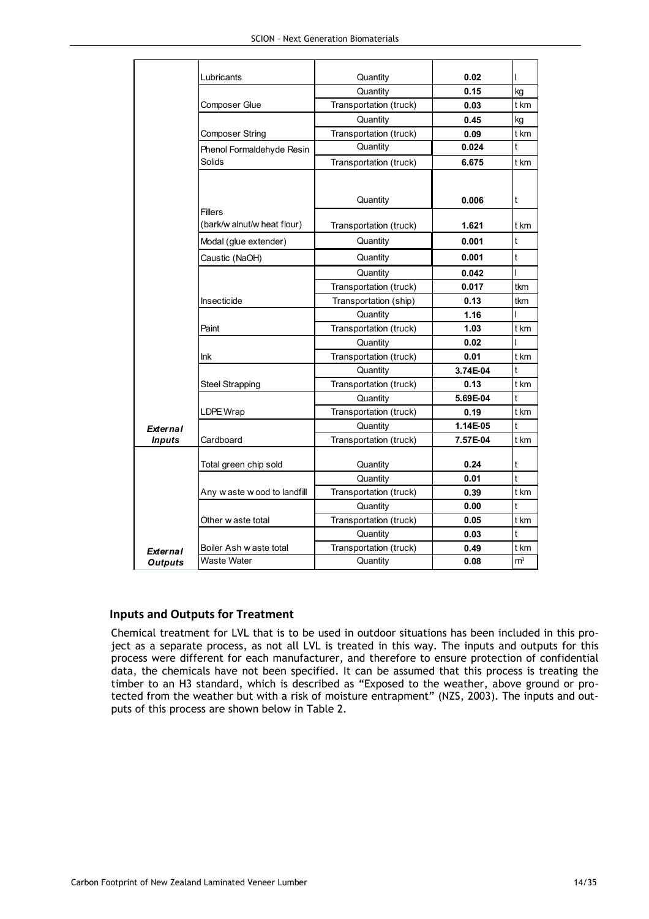| | | | | |
|---|---|---|---|---|
| | Lubricants | Quantity | **0.02** | l |
| | Composer Glue | Quantity | **0.15** | kg |
| | | Transportation (truck) | **0.03** | t km |
| | Composer String | Quantity | **0.45** | kg |
| | | Transportation (truck) | **0.09** | t km |
| | Phenol Formaldehyde Resin Solids | Quantity | **0.024** | t |
| | | Transportation (truck) | **6.675** | t km |
| | Fillers (bark/walnut/wheat flour) | Quantity | **0.006** | t |
| | | Transportation (truck) | **1.621** | t km |
| | Modal (glue extender) | Quantity | **0.001** | t |
| | Caustic (NaOH) | Quantity | **0.001** | t |
| | Insecticide | Quantity | **0.042** | l |
| | | Transportation (truck) | **0.017** | tkm |
| | | Transportation (ship) | **0.13** | tkm |
| | Paint | Quantity | **1.16** | l |
| | | Transportation (truck) | **1.03** | t km |
| | Ink | Quantity | **0.02** | l |
| | | Transportation (truck) | **0.01** | t km |
| | Steel Strapping | Quantity | **3.74E-04** | t |
| | | Transportation (truck) | **0.13** | t km |
| | LDPE Wrap | Quantity | **5.69E-04** | t |
| | | Transportation (truck) | **0.19** | t km |
| ***External Inputs*** | Cardboard | Quantity | **1.14E-05** | t |
| | | Transportation (truck) | **7.57E-04** | t km |
| | Total green chip sold | Quantity | **0.24** | t |
| | Any waste wood to landfill | Quantity | **0.01** | t |
| | | Transportation (truck) | **0.39** | t km |
| | Other waste total | Quantity | **0.00** | t |
| | | Transportation (truck) | **0.05** | t km |
| | Boiler Ash waste total | Quantity | **0.03** | t |
| | | Transportation (truck) | **0.49** | t km |
| ***External Outputs*** | Waste Water | Quantity | **0.08** | $m^3$ |

## Inputs and Outputs for Treatment

Chemical treatment for LVL that is to be used in outdoor situations has been included in this project as a separate process, as not all LVL is treated in this way. The inputs and outputs for this process were different for each manufacturer, and therefore to ensure protection of confidential data, the chemicals have not been specified. It can be assumed that this process is treating the timber to an H3 standard, which is described as "Exposed to the weather, above ground or protected from the weather but with a risk of moisture entrapment" (NZS, 2003). The inputs and outputs of this process are shown below in Table 2.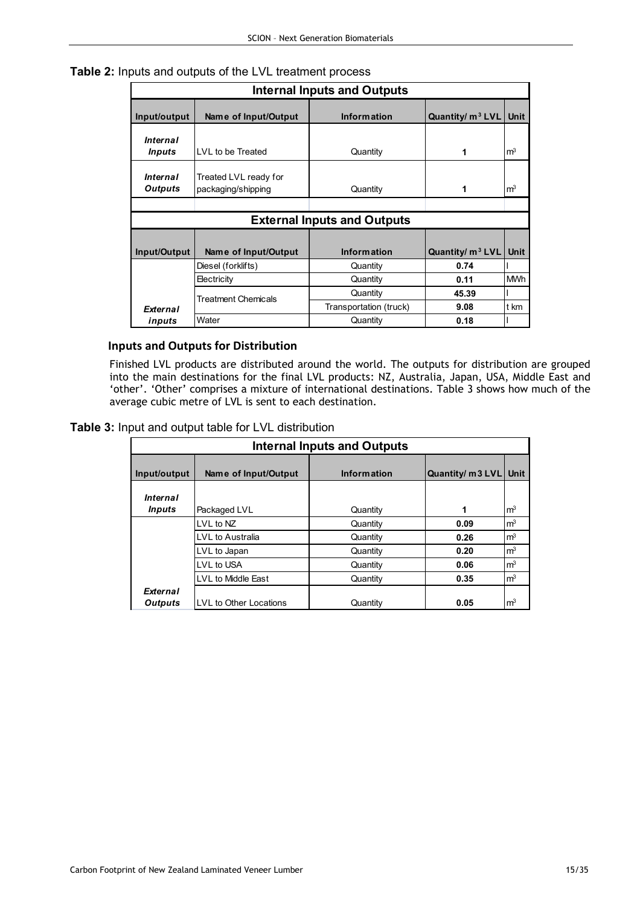**Table 2:** Inputs and outputs of the LVL treatment process

| Internal Inputs and Outputs | | | | |
|---|---|---|---|---|
| Input/output | Name of Input/Output | Information | Quantity/ $m^3$ LVL | Unit |
| *Internal Inputs* | LVL to be Treated | Quantity | **1** | $m^3$ |
| *Internal Outputs* | Treated LVL ready for packaging/shipping | Quantity | **1** | $m^3$ |
| **External Inputs and Outputs** | | | | |
| Input/Output | Name of Input/Output | Information | Quantity/ $m^3$ LVL | Unit |
| *External inputs* | Diesel (forklifts) | Quantity | **0.74** | l |
| | Electricity | Quantity | **0.11** | MWh |
| | Treatment Chemicals | Quantity | **45.39** | l |
| | | Transportation (truck) | **9.08** | t km |
| | Water | Quantity | **0.18** | l |

#### Inputs and Outputs for Distribution

Finished LVL products are distributed around the world. The outputs for distribution are grouped into the main destinations for the final LVL products: NZ, Australia, Japan, USA, Middle East and 'other'. 'Other' comprises a mixture of international destinations. Table 3 shows how much of the average cubic metre of LVL is sent to each destination.

**Table 3:** Input and output table for LVL distribution

| Internal Inputs and Outputs | | | | |
|---|---|---|---|---|
| Input/output | Name of Input/Output | Information | Quantity/ m3 LVL | Unit |
| *Internal Inputs* | Packaged LVL | Quantity | **1** | $m^3$ |
| *External Outputs* | LVL to NZ | Quantity | **0.09** | $m^3$ |
| | LVL to Australia | Quantity | **0.26** | $m^3$ |
| | LVL to Japan | Quantity | **0.20** | $m^3$ |
| | LVL to USA | Quantity | **0.06** | $m^3$ |
| | LVL to Middle East | Quantity | **0.35** | $m^3$ |
| | LVL to Other Locations | Quantity | **0.05** | $m^3$ |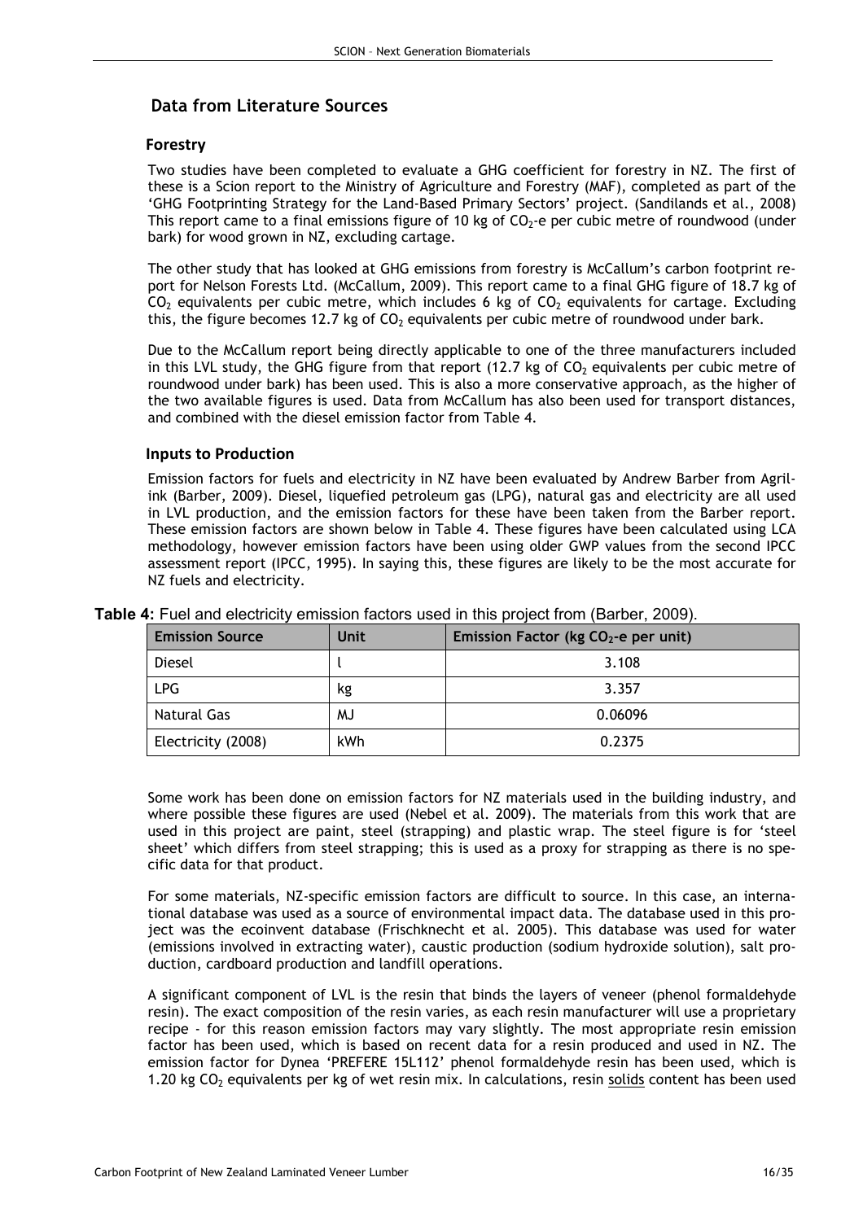## Data from Literature Sources

### Forestry

Two studies have been completed to evaluate a GHG coefficient for forestry in NZ. The first of these is a Scion report to the Ministry of Agriculture and Forestry (MAF), completed as part of the 'GHG Footprinting Strategy for the Land-Based Primary Sectors' project. (Sandilands et al., 2008) This report came to a final emissions figure of 10 kg of $CO_2$-e per cubic metre of roundwood (under bark) for wood grown in NZ, excluding cartage.

The other study that has looked at GHG emissions from forestry is McCallum's carbon footprint report for Nelson Forests Ltd. (McCallum, 2009). This report came to a final GHG figure of 18.7 kg of $CO_2$ equivalents per cubic metre, which includes 6 kg of $CO_2$ equivalents for cartage. Excluding this, the figure becomes 12.7 kg of $CO_2$ equivalents per cubic metre of roundwood under bark.

Due to the McCallum report being directly applicable to one of the three manufacturers included in this LVL study, the GHG figure from that report (12.7 kg of $CO_2$ equivalents per cubic metre of roundwood under bark) has been used. This is also a more conservative approach, as the higher of the two available figures is used. Data from McCallum has also been used for transport distances, and combined with the diesel emission factor from Table 4.

### Inputs to Production

Emission factors for fuels and electricity in NZ have been evaluated by Andrew Barber from Agrilink (Barber, 2009). Diesel, liquefied petroleum gas (LPG), natural gas and electricity are all used in LVL production, and the emission factors for these have been taken from the Barber report. These emission factors are shown below in Table 4. These figures have been calculated using LCA methodology, however emission factors have been using older GWP values from the second IPCC assessment report (IPCC, 1995). In saying this, these figures are likely to be the most accurate for NZ fuels and electricity.

**Table 4:** Fuel and electricity emission factors used in this project from (Barber, 2009).

| Emission Source | Unit | Emission Factor (kg $CO_2$-e per unit) |
|---|---|---|
| Diesel | l | 3.108 |
| LPG | kg | 3.357 |
| Natural Gas | MJ | 0.06096 |
| Electricity (2008) | kWh | 0.2375 |

Some work has been done on emission factors for NZ materials used in the building industry, and where possible these figures are used (Nebel et al. 2009). The materials from this work that are used in this project are paint, steel (strapping) and plastic wrap. The steel figure is for 'steel sheet' which differs from steel strapping; this is used as a proxy for strapping as there is no specific data for that product.

For some materials, NZ-specific emission factors are difficult to source. In this case, an international database was used as a source of environmental impact data. The database used in this project was the ecoinvent database (Frischknecht et al. 2005). This database was used for water (emissions involved in extracting water), caustic production (sodium hydroxide solution), salt production, cardboard production and landfill operations.

A significant component of LVL is the resin that binds the layers of veneer (phenol formaldehyde resin). The exact composition of the resin varies, as each resin manufacturer will use a proprietary recipe - for this reason emission factors may vary slightly. The most appropriate resin emission factor has been used, which is based on recent data for a resin produced and used in NZ. The emission factor for Dynea 'PREFERE 15L112' phenol formaldehyde resin has been used, which is 1.20 kg $CO_2$ equivalents per kg of wet resin mix. In calculations, resin <u>solids</u> content has been used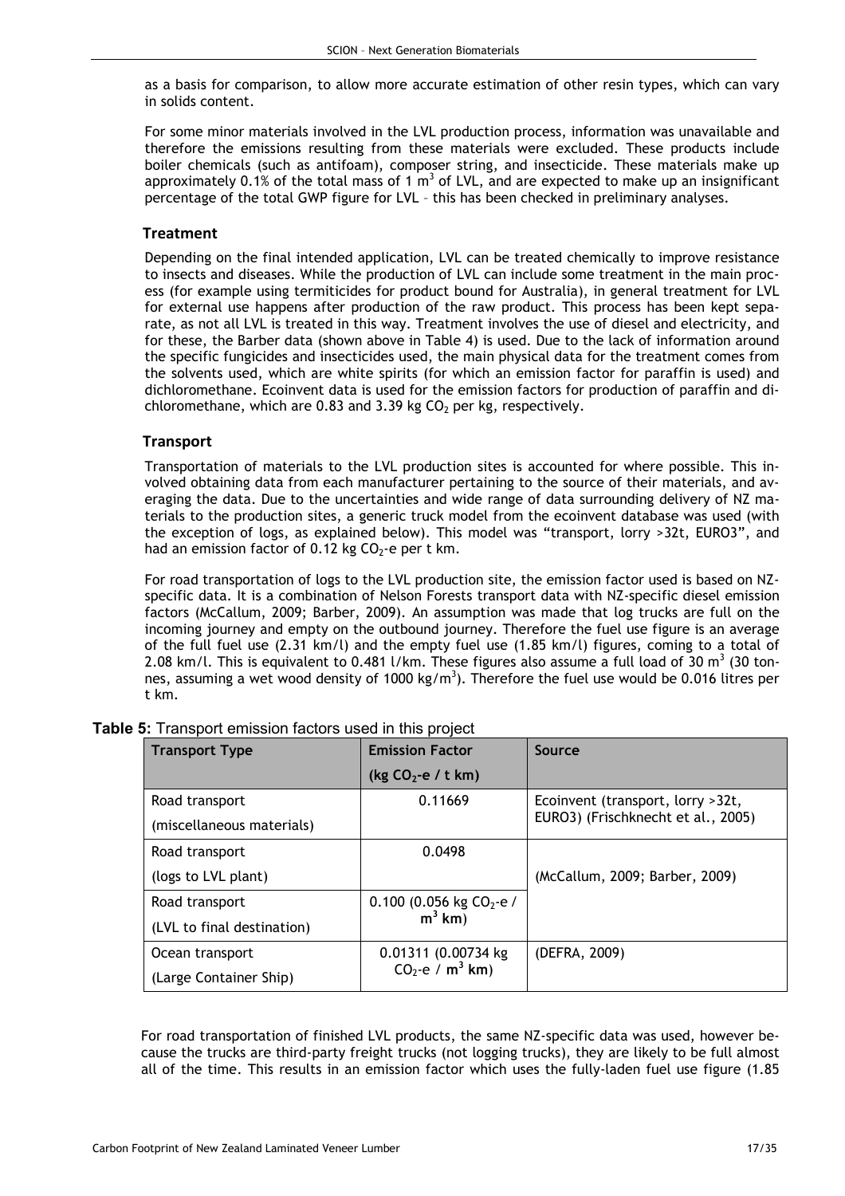as a basis for comparison, to allow more accurate estimation of other resin types, which can vary in solids content.

For some minor materials involved in the LVL production process, information was unavailable and therefore the emissions resulting from these materials were excluded. These products include boiler chemicals (such as antifoam), composer string, and insecticide. These materials make up approximately 0.1% of the total mass of 1 $m^3$ of LVL, and are expected to make up an insignificant percentage of the total GWP figure for LVL – this has been checked in preliminary analyses.

### Treatment

Depending on the final intended application, LVL can be treated chemically to improve resistance to insects and diseases. While the production of LVL can include some treatment in the main process (for example using termiticides for product bound for Australia), in general treatment for LVL for external use happens after production of the raw product. This process has been kept separate, as not all LVL is treated in this way. Treatment involves the use of diesel and electricity, and for these, the Barber data (shown above in Table 4) is used. Due to the lack of information around the specific fungicides and insecticides used, the main physical data for the treatment comes from the solvents used, which are white spirits (for which an emission factor for paraffin is used) and dichloromethane. Ecoinvent data is used for the emission factors for production of paraffin and dichloromethane, which are 0.83 and 3.39 kg $CO_2$ per kg, respectively.

### Transport

Transportation of materials to the LVL production sites is accounted for where possible. This involved obtaining data from each manufacturer pertaining to the source of their materials, and averaging the data. Due to the uncertainties and wide range of data surrounding delivery of NZ materials to the production sites, a generic truck model from the ecoinvent database was used (with the exception of logs, as explained below). This model was "transport, lorry >32t, EURO3", and had an emission factor of 0.12 kg $CO_2$-e per t km.

For road transportation of logs to the LVL production site, the emission factor used is based on NZ-specific data. It is a combination of Nelson Forests transport data with NZ-specific diesel emission factors (McCallum, 2009; Barber, 2009). An assumption was made that log trucks are full on the incoming journey and empty on the outbound journey. Therefore the fuel use figure is an average of the full fuel use (2.31 km/l) and the empty fuel use (1.85 km/l) figures, coming to a total of 2.08 km/l. This is equivalent to 0.481 l/km. These figures also assume a full load of 30 $m^3$ (30 tonnes, assuming a wet wood density of 1000 kg/$m^3$). Therefore the fuel use would be 0.016 litres per t km.

**Table 5:** Transport emission factors used in this project

| Transport Type | Emission Factor (kg $CO_2$-e / t km) | Source |
|---|---|---|
| Road transport (miscellaneous materials) | 0.11669 | Ecoinvent (transport, lorry >32t, EURO3) (Frischknecht et al., 2005) |
| Road transport (logs to LVL plant) | 0.0498 | (McCallum, 2009; Barber, 2009) |
| Road transport (LVL to final destination) | 0.100 (0.056 kg $CO_2$-e / $m^3$ km) | |
| Ocean transport (Large Container Ship) | 0.01311 (0.00734 kg $CO_2$-e / $m^3$ km) | (DEFRA, 2009) |

For road transportation of finished LVL products, the same NZ-specific data was used, however because the trucks are third-party freight trucks (not logging trucks), they are likely to be full almost all of the time. This results in an emission factor which uses the fully-laden fuel use figure (1.85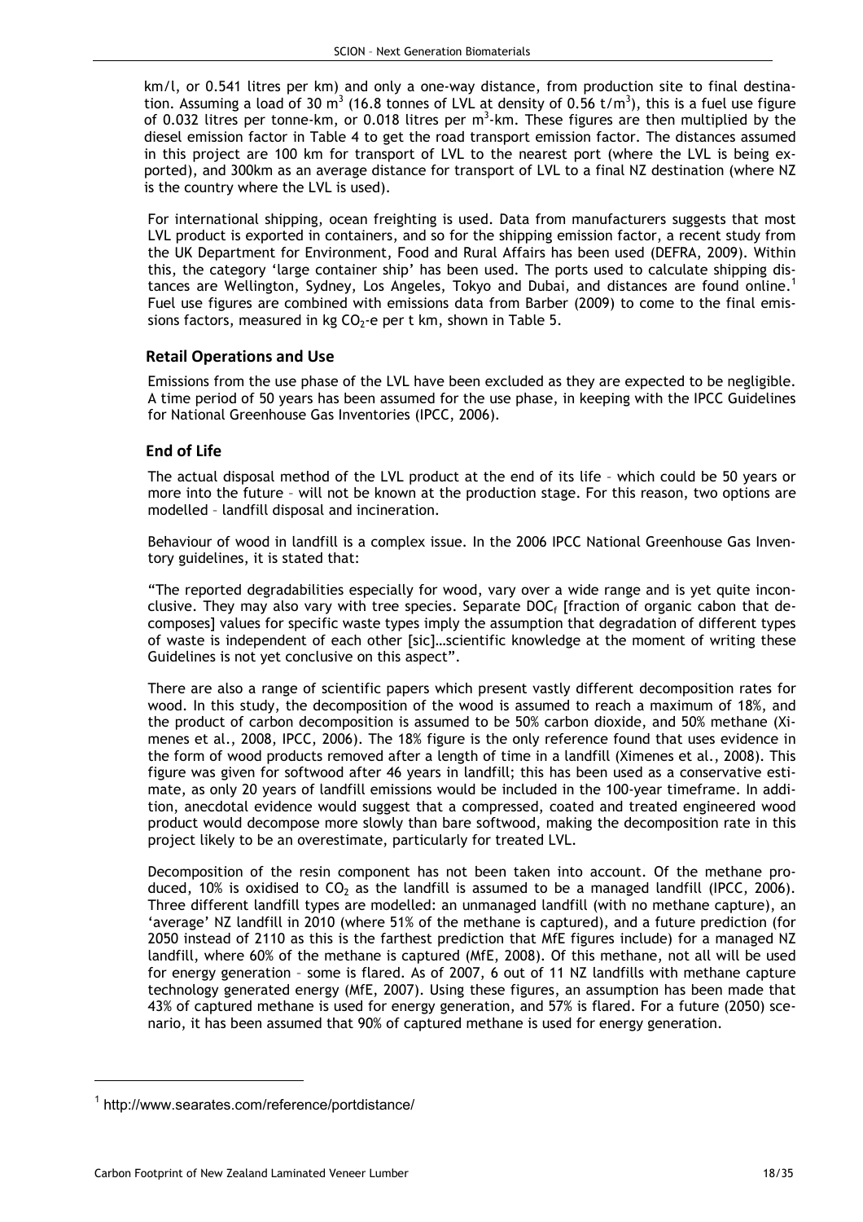km/l, or 0.541 litres per km) and only a one-way distance, from production site to final destination. Assuming a load of 30 $m^3$ (16.8 tonnes of LVL at density of 0.56 $t/m^3$), this is a fuel use figure of 0.032 litres per tonne-km, or 0.018 litres per $m^3$-km. These figures are then multiplied by the diesel emission factor in Table 4 to get the road transport emission factor. The distances assumed in this project are 100 km for transport of LVL to the nearest port (where the LVL is being exported), and 300km as an average distance for transport of LVL to a final NZ destination (where NZ is the country where the LVL is used).

For international shipping, ocean freighting is used. Data from manufacturers suggests that most LVL product is exported in containers, and so for the shipping emission factor, a recent study from the UK Department for Environment, Food and Rural Affairs has been used (DEFRA, 2009). Within this, the category 'large container ship' has been used. The ports used to calculate shipping distances are Wellington, Sydney, Los Angeles, Tokyo and Dubai, and distances are found online.[1] Fuel use figures are combined with emissions data from Barber (2009) to come to the final emissions factors, measured in kg $CO_2$-e per t km, shown in Table 5.

## Retail Operations and Use

Emissions from the use phase of the LVL have been excluded as they are expected to be negligible. A time period of 50 years has been assumed for the use phase, in keeping with the IPCC Guidelines for National Greenhouse Gas Inventories (IPCC, 2006).

## End of Life

The actual disposal method of the LVL product at the end of its life – which could be 50 years or more into the future – will not be known at the production stage. For this reason, two options are modelled – landfill disposal and incineration.

Behaviour of wood in landfill is a complex issue. In the 2006 IPCC National Greenhouse Gas Inventory guidelines, it is stated that:

"The reported degradabilities especially for wood, vary over a wide range and is yet quite inconclusive. They may also vary with tree species. Separate $DOC_f$ [fraction of organic cabon that decomposes] values for specific waste types imply the assumption that degradation of different types of waste is independent of each other [sic]…scientific knowledge at the moment of writing these Guidelines is not yet conclusive on this aspect".

There are also a range of scientific papers which present vastly different decomposition rates for wood. In this study, the decomposition of the wood is assumed to reach a maximum of 18%, and the product of carbon decomposition is assumed to be 50% carbon dioxide, and 50% methane (Ximenes et al., 2008, IPCC, 2006). The 18% figure is the only reference found that uses evidence in the form of wood products removed after a length of time in a landfill (Ximenes et al., 2008). This figure was given for softwood after 46 years in landfill; this has been used as a conservative estimate, as only 20 years of landfill emissions would be included in the 100-year timeframe. In addition, anecdotal evidence would suggest that a compressed, coated and treated engineered wood product would decompose more slowly than bare softwood, making the decomposition rate in this project likely to be an overestimate, particularly for treated LVL.

Decomposition of the resin component has not been taken into account. Of the methane produced, 10% is oxidised to $CO_2$ as the landfill is assumed to be a managed landfill (IPCC, 2006). Three different landfill types are modelled: an unmanaged landfill (with no methane capture), an 'average' NZ landfill in 2010 (where 51% of the methane is captured), and a future prediction (for 2050 instead of 2110 as this is the farthest prediction that MfE figures include) for a managed NZ landfill, where 60% of the methane is captured (MfE, 2008). Of this methane, not all will be used for energy generation – some is flared. As of 2007, 6 out of 11 NZ landfills with methane capture technology generated energy (MfE, 2007). Using these figures, an assumption has been made that 43% of captured methane is used for energy generation, and 57% is flared. For a future (2050) scenario, it has been assumed that 90% of captured methane is used for energy generation.

[1] http://www.searates.com/reference/portdistance/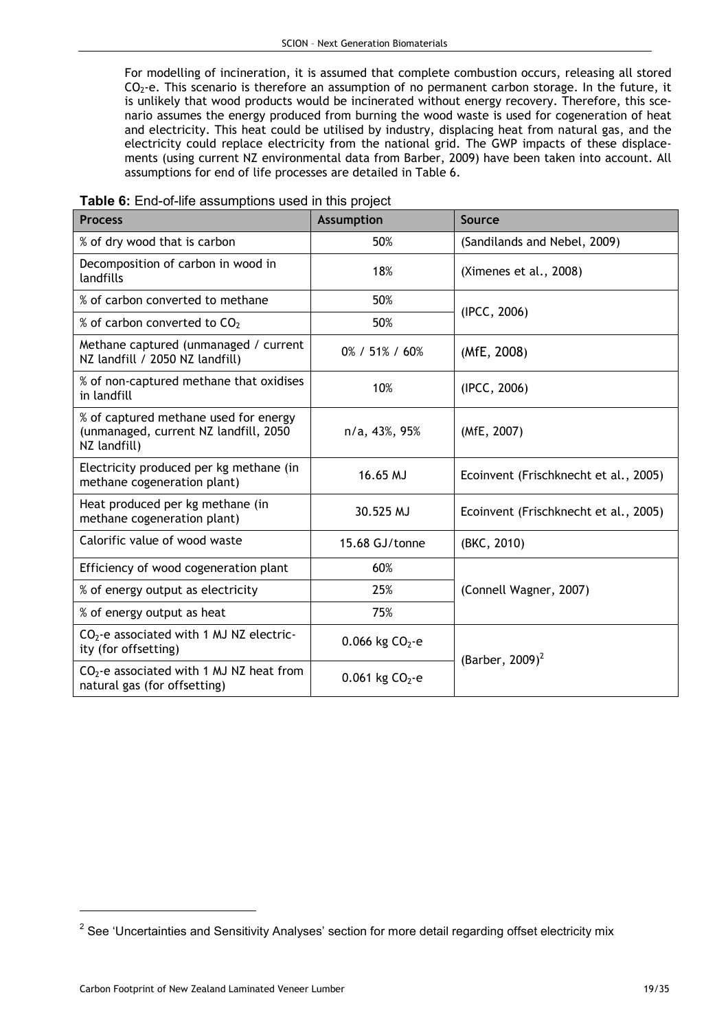For modelling of incineration, it is assumed that complete combustion occurs, releasing all stored $CO_2$-e. This scenario is therefore an assumption of no permanent carbon storage. In the future, it is unlikely that wood products would be incinerated without energy recovery. Therefore, this scenario assumes the energy produced from burning the wood waste is used for cogeneration of heat and electricity. This heat could be utilised by industry, displacing heat from natural gas, and the electricity could replace electricity from the national grid. The GWP impacts of these displacements (using current NZ environmental data from Barber, 2009) have been taken into account. All assumptions for end of life processes are detailed in Table 6.

**Table 6:** End-of-life assumptions used in this project

| Process | Assumption | Source |
|---|---|---|
| % of dry wood that is carbon | 50% | (Sandilands and Nebel, 2009) |
| Decomposition of carbon in wood in landfills | 18% | (Ximenes et al., 2008) |
| % of carbon converted to methane | 50% | (IPCC, 2006) |
| % of carbon converted to $CO_2$ | 50% | |
| Methane captured (unmanaged / current NZ landfill / 2050 NZ landfill) | 0% / 51% / 60% | (MfE, 2008) |
| % of non-captured methane that oxidises in landfill | 10% | (IPCC, 2006) |
| % of captured methane used for energy (unmanaged, current NZ landfill, 2050 NZ landfill) | n/a, 43%, 95% | (MfE, 2007) |
| Electricity produced per kg methane (in methane cogeneration plant) | 16.65 MJ | Ecoinvent (Frischknecht et al., 2005) |
| Heat produced per kg methane (in methane cogeneration plant) | 30.525 MJ | Ecoinvent (Frischknecht et al., 2005) |
| Calorific value of wood waste | 15.68 GJ/tonne | (BKC, 2010) |
| Efficiency of wood cogeneration plant | 60% | (Connell Wagner, 2007) |
| % of energy output as electricity | 25% | |
| % of energy output as heat | 75% | |
| $CO_2$-e associated with 1 MJ NZ electricity (for offsetting) | 0.066 kg $CO_2$-e | (Barber, 2009)[2] |
| $CO_2$-e associated with 1 MJ NZ heat from natural gas (for offsetting) | 0.061 kg $CO_2$-e | |

[2] See 'Uncertainties and Sensitivity Analyses' section for more detail regarding offset electricity mix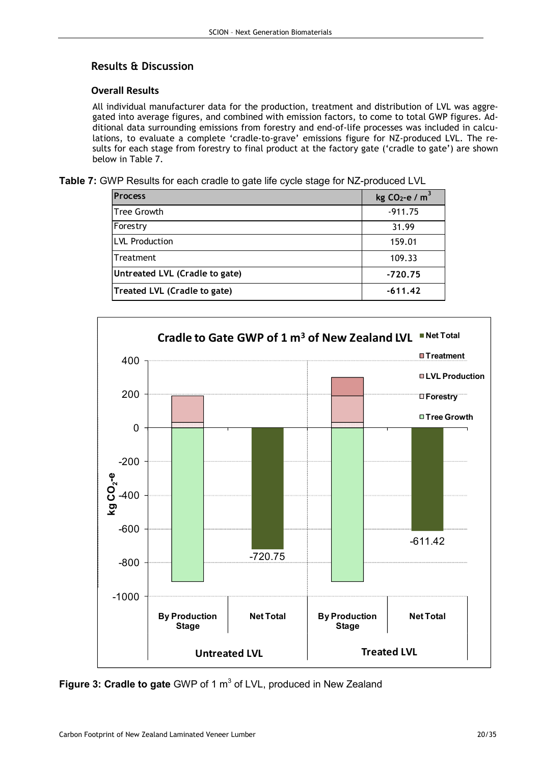## Results & Discussion

### Overall Results

All individual manufacturer data for the production, treatment and distribution of LVL was aggregated into average figures, and combined with emission factors, to come to total GWP figures. Additional data surrounding emissions from forestry and end-of-life processes was included in calculations, to evaluate a complete 'cradle-to-grave' emissions figure for NZ-produced LVL. The results for each stage from forestry to final product at the factory gate ('cradle to gate') are shown below in Table 7.

**Table 7:** GWP Results for each cradle to gate life cycle stage for NZ-produced LVL

| Process | kg $CO_2$-e / $m^3$ |
|---|---|
| Tree Growth | -911.75 |
| Forestry | 31.99 |
| LVL Production | 159.01 |
| Treatment | 109.33 |
| **Untreated LVL (Cradle to gate)** | **-720.75** |
| **Treated LVL (Cradle to gate)** | **-611.42** |

**Figure 3: Cradle to gate** GWP of 1 $m^3$ of LVL, produced in New Zealand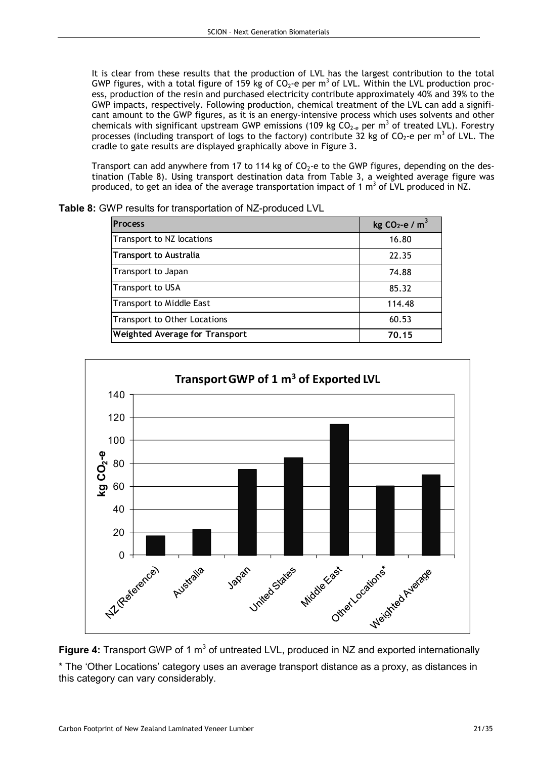It is clear from these results that the production of LVL has the largest contribution to the total GWP figures, with a total figure of 159 kg of $CO_2$-e per $m^3$ of LVL. Within the LVL production process, production of the resin and purchased electricity contribute approximately 40% and 39% to the GWP impacts, respectively. Following production, chemical treatment of the LVL can add a significant amount to the GWP figures, as it is an energy-intensive process which uses solvents and other chemicals with significant upstream GWP emissions (109 kg $CO_{2\text{-e}}$ per $m^3$ of treated LVL). Forestry processes (including transport of logs to the factory) contribute 32 kg of $CO_2$-e per $m^3$ of LVL. The cradle to gate results are displayed graphically above in Figure 3.

Transport can add anywhere from 17 to 114 kg of $CO_2$-e to the GWP figures, depending on the destination (Table 8). Using transport destination data from Table 3, a weighted average figure was produced, to get an idea of the average transportation impact of 1 $m^3$ of LVL produced in NZ.

**Table 8:** GWP results for transportation of NZ-produced LVL

| Process | kg $CO_2$-e / $m^3$ |
|---|---|
| Transport to NZ locations | 16.80 |
| **Transport to Australia** | 22.35 |
| Transport to Japan | 74.88 |
| Transport to USA | 85.32 |
| Transport to Middle East | 114.48 |
| Transport to Other Locations | 60.53 |
| **Weighted Average for Transport** | **70.15** |

**Figure 4:** Transport GWP of 1 $m^3$ of untreated LVL, produced in NZ and exported internationally

* The 'Other Locations' category uses an average transport distance as a proxy, as distances in this category can vary considerably.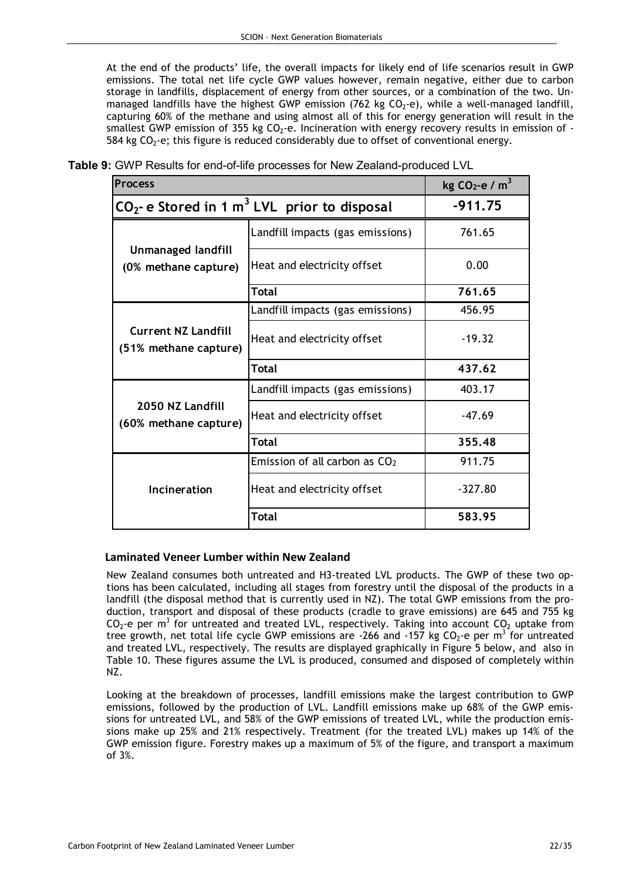At the end of the products' life, the overall impacts for likely end of life scenarios result in GWP emissions. The total net life cycle GWP values however, remain negative, either due to carbon storage in landfills, displacement of energy from other sources, or a combination of the two. Unmanaged landfills have the highest GWP emission (762 kg $CO_2$-e), while a well-managed landfill, capturing 60% of the methane and using almost all of this for energy generation will result in the smallest GWP emission of 355 kg $CO_2$-e. Incineration with energy recovery results in emission of -584 kg $CO_2$-e; this figure is reduced considerably due to offset of conventional energy.

**Table 9:** GWP Results for end-of-life processes for New Zealand-produced LVL

| Process | | kg $CO_2$-e / $m^3$ |
|---|---|---|
| **$CO_2$- e Stored in 1 $m^3$ LVL prior to disposal** | | **-911.75** |
| **Unmanaged landfill (0% methane capture)** | Landfill impacts (gas emissions) | 761.65 |
| | Heat and electricity offset | 0.00 |
| | **Total** | **761.65** |
| **Current NZ Landfill (51% methane capture)** | Landfill impacts (gas emissions) | 456.95 |
| | Heat and electricity offset | -19.32 |
| | **Total** | **437.62** |
| **2050 NZ Landfill (60% methane capture)** | Landfill impacts (gas emissions) | 403.17 |
| | Heat and electricity offset | -47.69 |
| | **Total** | **355.48** |
| **Incineration** | Emission of all carbon as $CO_2$ | 911.75 |
| | Heat and electricity offset | -327.80 |
| | **Total** | **583.95** |

### Laminated Veneer Lumber within New Zealand

New Zealand consumes both untreated and H3-treated LVL products. The GWP of these two options has been calculated, including all stages from forestry until the disposal of the products in a landfill (the disposal method that is currently used in NZ). The total GWP emissions from the production, transport and disposal of these products (cradle to grave emissions) are 645 and 755 kg $CO_2$-e per $m^3$ for untreated and treated LVL, respectively. Taking into account $CO_2$ uptake from tree growth, net total life cycle GWP emissions are -266 and -157 kg $CO_2$-e per $m^3$ for untreated and treated LVL, respectively. The results are displayed graphically in Figure 5 below, and also in Table 10. These figures assume the LVL is produced, consumed and disposed of completely within NZ.

Looking at the breakdown of processes, landfill emissions make the largest contribution to GWP emissions, followed by the production of LVL. Landfill emissions make up 68% of the GWP emissions for untreated LVL, and 58% of the GWP emissions of treated LVL, while the production emissions make up 25% and 21% respectively. Treatment (for the treated LVL) makes up 14% of the GWP emission figure. Forestry makes up a maximum of 5% of the figure, and transport a maximum of 3%.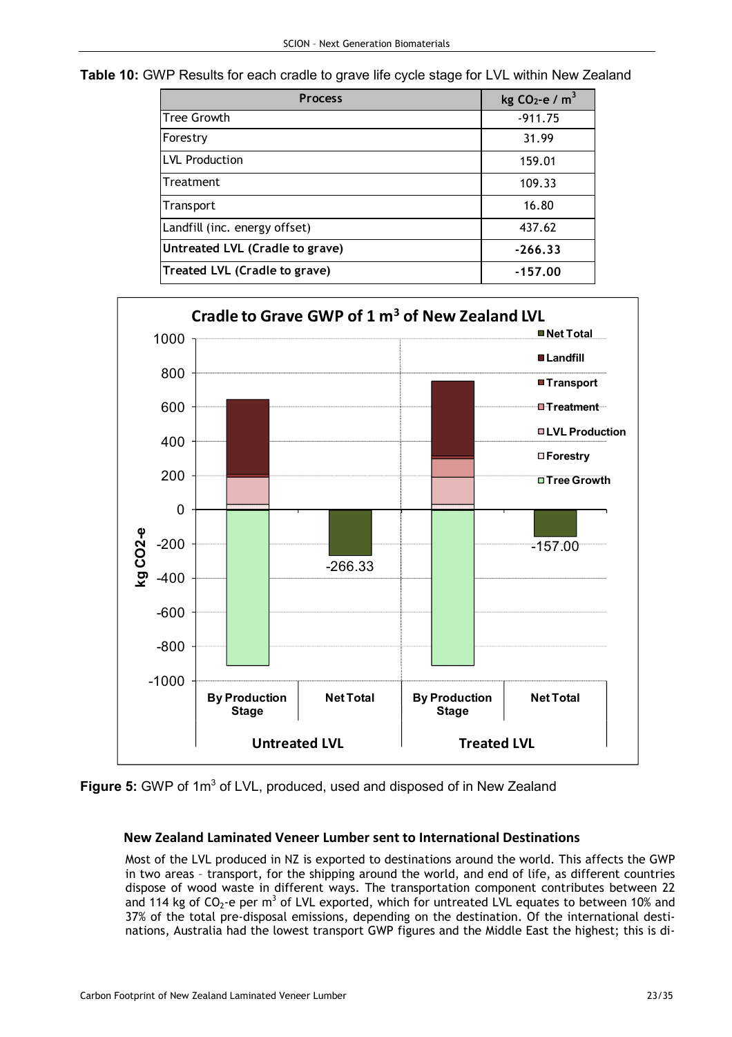**Table 10:** GWP Results for each cradle to grave life cycle stage for LVL within New Zealand

| Process | kg $CO_2$-e / $m^3$ |
|---|---|
| Tree Growth | -911.75 |
| Forestry | 31.99 |
| LVL Production | 159.01 |
| Treatment | 109.33 |
| Transport | 16.80 |
| Landfill (inc. energy offset) | 437.62 |
| **Untreated LVL (Cradle to grave)** | **-266.33** |
| **Treated LVL (Cradle to grave)** | **-157.00** |

**Figure 5:** GWP of 1m$^3$ of LVL, produced, used and disposed of in New Zealand

### New Zealand Laminated Veneer Lumber sent to International Destinations

Most of the LVL produced in NZ is exported to destinations around the world. This affects the GWP in two areas – transport, for the shipping around the world, and end of life, as different countries dispose of wood waste in different ways. The transportation component contributes between 22 and 114 kg of $CO_2$-e per m$^3$ of LVL exported, which for untreated LVL equates to between 10% and 37% of the total pre-disposal emissions, depending on the destination. Of the international destinations, Australia had the lowest transport GWP figures and the Middle East the highest; this is di-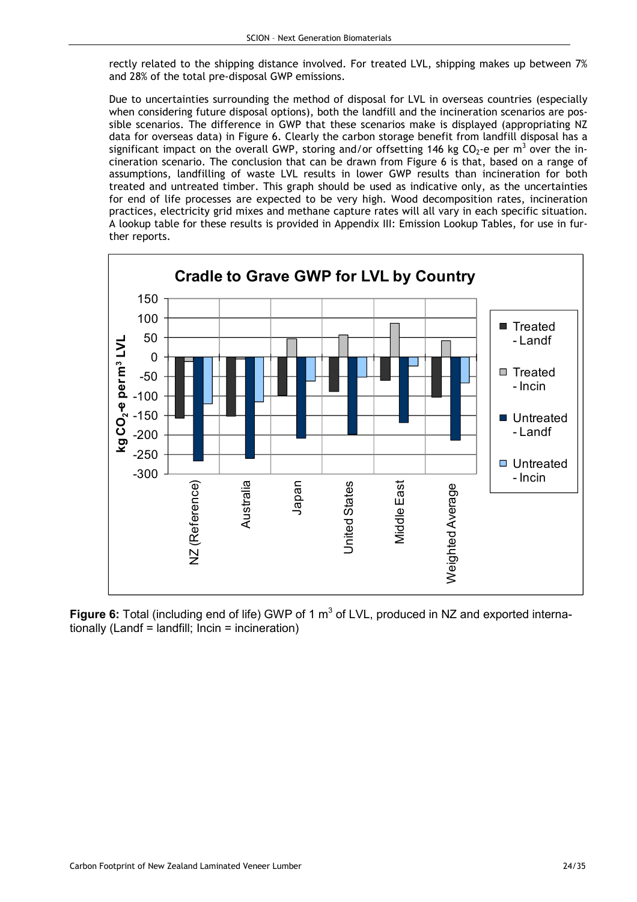rectly related to the shipping distance involved. For treated LVL, shipping makes up between 7% and 28% of the total pre-disposal GWP emissions.

Due to uncertainties surrounding the method of disposal for LVL in overseas countries (especially when considering future disposal options), both the landfill and the incineration scenarios are possible scenarios. The difference in GWP that these scenarios make is displayed (appropriating NZ data for overseas data) in Figure 6. Clearly the carbon storage benefit from landfill disposal has a significant impact on the overall GWP, storing and/or offsetting 146 kg $CO_2$-e per $m^3$ over the incineration scenario. The conclusion that can be drawn from Figure 6 is that, based on a range of assumptions, landfilling of waste LVL results in lower GWP results than incineration for both treated and untreated timber. This graph should be used as indicative only, as the uncertainties for end of life processes are expected to be very high. Wood decomposition rates, incineration practices, electricity grid mixes and methane capture rates will all vary in each specific situation. A lookup table for these results is provided in Appendix III: Emission Lookup Tables, for use in further reports.

**Figure 6:** Total (including end of life) GWP of 1 $m^3$ of LVL, produced in NZ and exported internationally (Landf = landfill; Incin = incineration)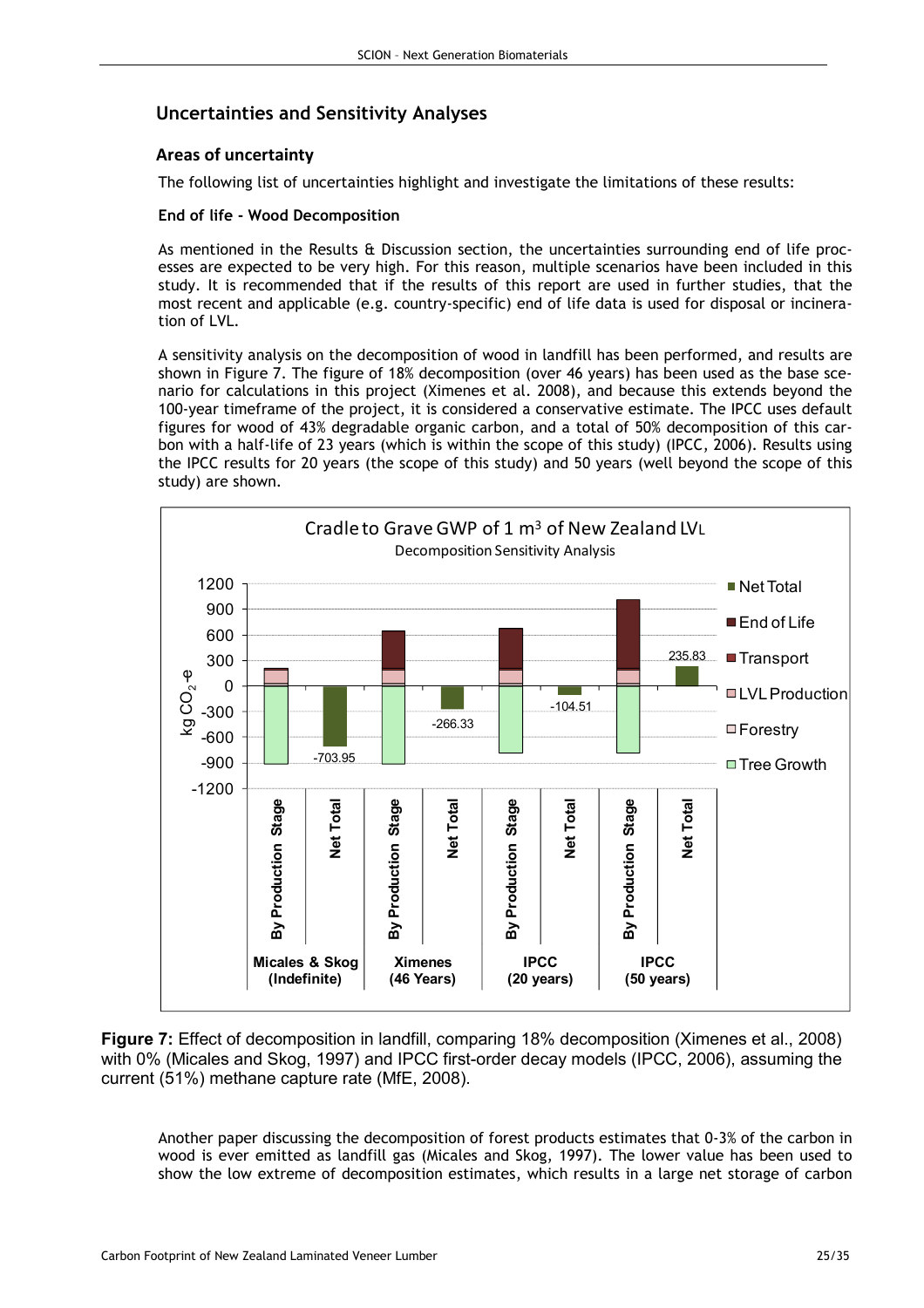## Uncertainties and Sensitivity Analyses

### Areas of uncertainty

The following list of uncertainties highlight and investigate the limitations of these results:

#### End of life - Wood Decomposition

As mentioned in the Results & Discussion section, the uncertainties surrounding end of life processes are expected to be very high. For this reason, multiple scenarios have been included in this study. It is recommended that if the results of this report are used in further studies, that the most recent and applicable (e.g. country-specific) end of life data is used for disposal or incineration of LVL.

A sensitivity analysis on the decomposition of wood in landfill has been performed, and results are shown in Figure 7. The figure of 18% decomposition (over 46 years) has been used as the base scenario for calculations in this project (Ximenes et al. 2008), and because this extends beyond the 100-year timeframe of the project, it is considered a conservative estimate. The IPCC uses default figures for wood of 43% degradable organic carbon, and a total of 50% decomposition of this carbon with a half-life of 23 years (which is within the scope of this study) (IPCC, 2006). Results using the IPCC results for 20 years (the scope of this study) and 50 years (well beyond the scope of this study) are shown.

**Figure 7:** Effect of decomposition in landfill, comparing 18% decomposition (Ximenes et al., 2008) with 0% (Micales and Skog, 1997) and IPCC first-order decay models (IPCC, 2006), assuming the current (51%) methane capture rate (MfE, 2008).

Another paper discussing the decomposition of forest products estimates that 0-3% of the carbon in wood is ever emitted as landfill gas (Micales and Skog, 1997). The lower value has been used to show the low extreme of decomposition estimates, which results in a large net storage of carbon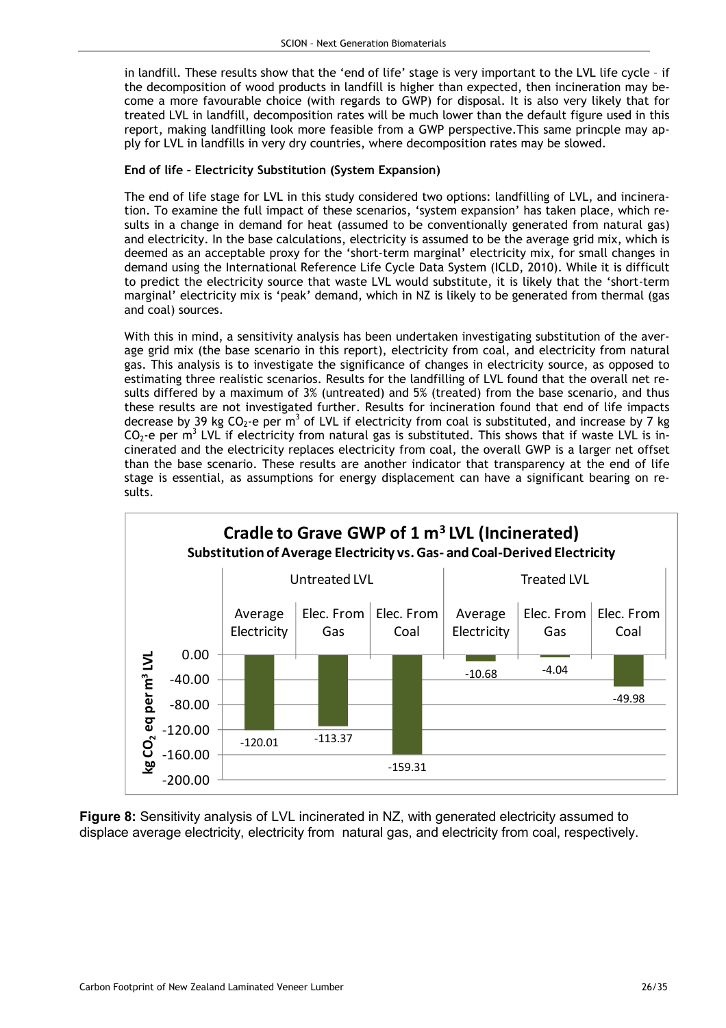in landfill. These results show that the 'end of life' stage is very important to the LVL life cycle – if the decomposition of wood products in landfill is higher than expected, then incineration may become a more favourable choice (with regards to GWP) for disposal. It is also very likely that for treated LVL in landfill, decomposition rates will be much lower than the default figure used in this report, making landfilling look more feasible from a GWP perspective.This same princple may apply for LVL in landfills in very dry countries, where decomposition rates may be slowed.

**End of life – Electricity Substitution (System Expansion)**

The end of life stage for LVL in this study considered two options: landfilling of LVL, and incineration. To examine the full impact of these scenarios, 'system expansion' has taken place, which results in a change in demand for heat (assumed to be conventionally generated from natural gas) and electricity. In the base calculations, electricity is assumed to be the average grid mix, which is deemed as an acceptable proxy for the 'short-term marginal' electricity mix, for small changes in demand using the International Reference Life Cycle Data System (ICLD, 2010). While it is difficult to predict the electricity source that waste LVL would substitute, it is likely that the 'short-term marginal' electricity mix is 'peak' demand, which in NZ is likely to be generated from thermal (gas and coal) sources.

With this in mind, a sensitivity analysis has been undertaken investigating substitution of the average grid mix (the base scenario in this report), electricity from coal, and electricity from natural gas. This analysis is to investigate the significance of changes in electricity source, as opposed to estimating three realistic scenarios. Results for the landfilling of LVL found that the overall net results differed by a maximum of 3% (untreated) and 5% (treated) from the base scenario, and thus these results are not investigated further. Results for incineration found that end of life impacts decrease by 39 kg $CO_2$-e per $m^3$ of LVL if electricity from coal is substituted, and increase by 7 kg $CO_2$-e per $m^3$ LVL if electricity from natural gas is substituted. This shows that if waste LVL is incinerated and the electricity replaces electricity from coal, the overall GWP is a larger net offset than the base scenario. These results are another indicator that transparency at the end of life stage is essential, as assumptions for energy displacement can have a significant bearing on results.

**Cradle to Grave GWP of 1 $m^3$ LVL (Incinerated)**
**Substitution of Average Electricity vs. Gas- and Coal-Derived Electricity**

| kg $CO_2$ eq per $m^3$ LVL | Untreated LVL | | | Treated LVL | | |
|---|---|---|---|---|---|---|
| | Average Electricity | Elec. From Gas | Elec. From Coal | Average Electricity | Elec. From Gas | Elec. From Coal |
| | -120.01 | -113.37 | -159.31 | -10.68 | -4.04 | -49.98 |

**Figure 8:** Sensitivity analysis of LVL incinerated in NZ, with generated electricity assumed to displace average electricity, electricity from natural gas, and electricity from coal, respectively.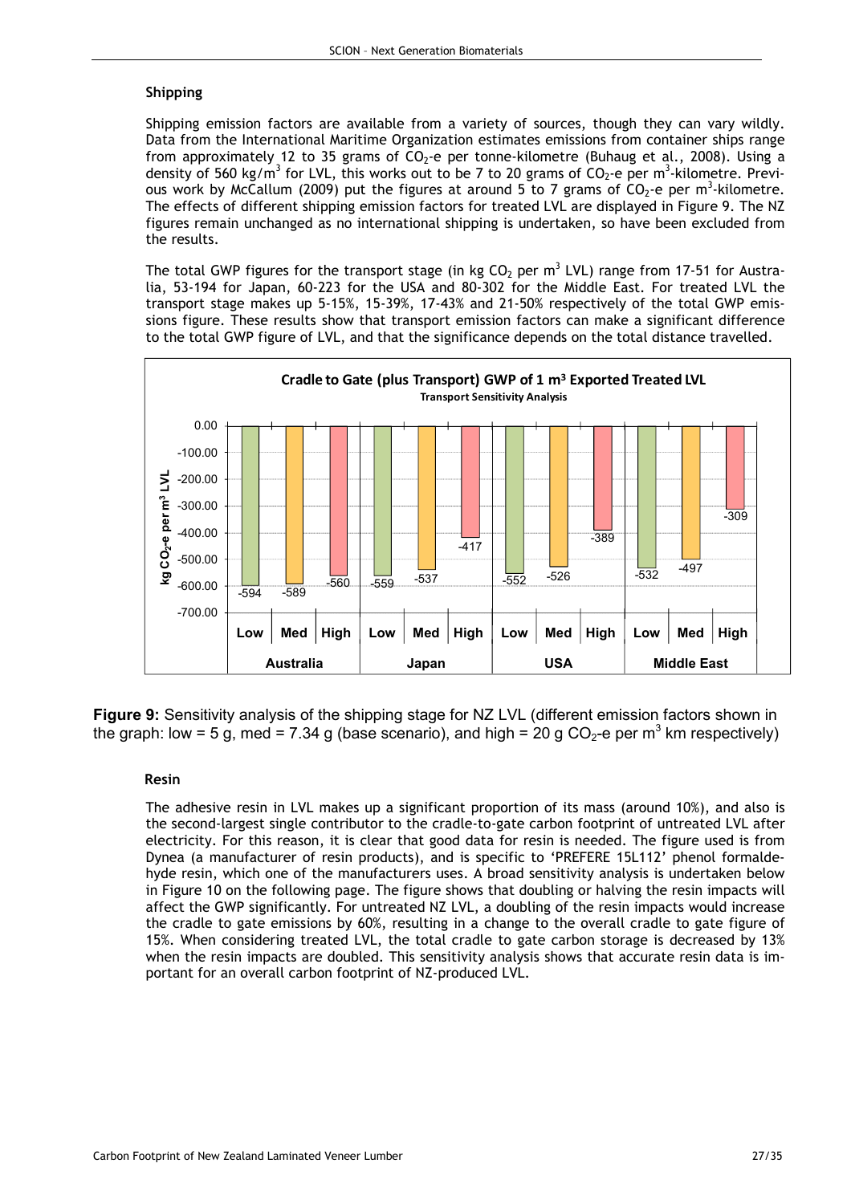### Shipping

Shipping emission factors are available from a variety of sources, though they can vary wildly. Data from the International Maritime Organization estimates emissions from container ships range from approximately 12 to 35 grams of $CO_2$-e per tonne-kilometre (Buhaug et al., 2008). Using a density of 560 kg/m$^3$ for LVL, this works out to be 7 to 20 grams of $CO_2$-e per m$^3$-kilometre. Previous work by McCallum (2009) put the figures at around 5 to 7 grams of $CO_2$-e per m$^3$-kilometre. The effects of different shipping emission factors for treated LVL are displayed in Figure 9. The NZ figures remain unchanged as no international shipping is undertaken, so have been excluded from the results.

The total GWP figures for the transport stage (in kg $CO_2$ per m$^3$ LVL) range from 17-51 for Australia, 53-194 for Japan, 60-223 for the USA and 80-302 for the Middle East. For treated LVL the transport stage makes up 5-15%, 15-39%, 17-43% and 21-50% respectively of the total GWP emissions figure. These results show that transport emission factors can make a significant difference to the total GWP figure of LVL, and that the significance depends on the total distance travelled.

**Cradle to Gate (plus Transport) GWP of 1 m³ Exported Treated LVL**
Transport Sensitivity Analysis

| kg $CO_2$-e per m$^3$ LVL | Low | Med | High |
|---|---|---|---|
| Australia | -594 | -589 | -560 |
| Japan | -559 | -537 | -417 |
| USA | -552 | -526 | -389 |
| Middle East | -532 | -497 | -309 |

**Figure 9:** Sensitivity analysis of the shipping stage for NZ LVL (different emission factors shown in the graph: low = 5 g, med = 7.34 g (base scenario), and high = 20 g $CO_2$-e per m$^3$ km respectively)

### Resin

The adhesive resin in LVL makes up a significant proportion of its mass (around 10%), and also is the second-largest single contributor to the cradle-to-gate carbon footprint of untreated LVL after electricity. For this reason, it is clear that good data for resin is needed. The figure used is from Dynea (a manufacturer of resin products), and is specific to 'PREFERE 15L112' phenol formaldehyde resin, which one of the manufacturers uses. A broad sensitivity analysis is undertaken below in Figure 10 on the following page. The figure shows that doubling or halving the resin impacts will affect the GWP significantly. For untreated NZ LVL, a doubling of the resin impacts would increase the cradle to gate emissions by 60%, resulting in a change to the overall cradle to gate figure of 15%. When considering treated LVL, the total cradle to gate carbon storage is decreased by 13% when the resin impacts are doubled. This sensitivity analysis shows that accurate resin data is important for an overall carbon footprint of NZ-produced LVL.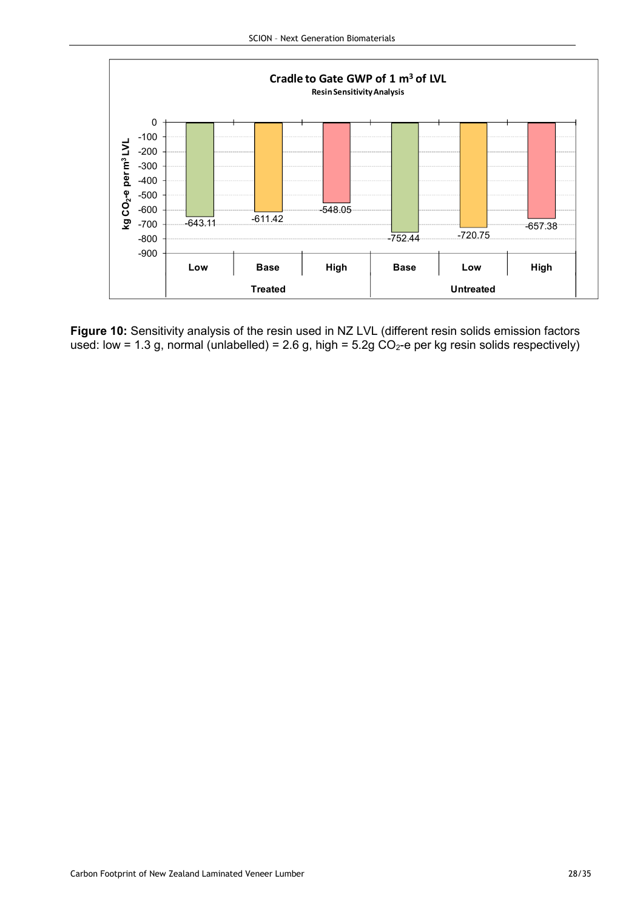**Cradle to Gate GWP of 1 m³ of LVL**

**Resin Sensitivity Analysis**

| | Low | Base | High | Base | Low | High |
|---|---|---|---|---|---|---|
| | **Treated** | | | **Untreated** | | |
| kg $CO_2$-e per m³ LVL | -643.11 | -611.42 | -548.05 | -752.44 | -720.75 | -657.38 |

**Figure 10:** Sensitivity analysis of the resin used in NZ LVL (different resin solids emission factors used: low = 1.3 g, normal (unlabelled) = 2.6 g, high = 5.2g $CO_2$-e per kg resin solids respectively)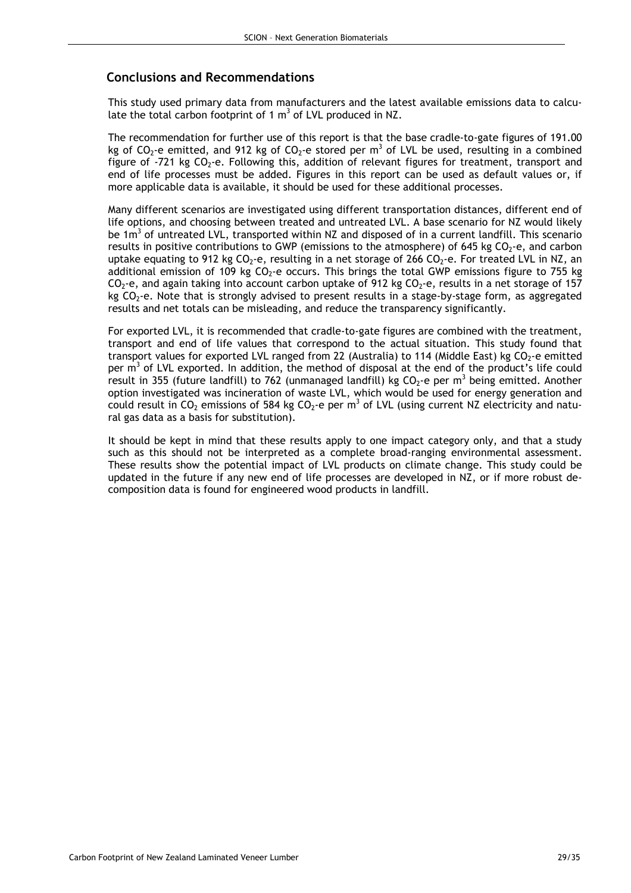## Conclusions and Recommendations

This study used primary data from manufacturers and the latest available emissions data to calculate the total carbon footprint of 1 $m^3$ of LVL produced in NZ.

The recommendation for further use of this report is that the base cradle-to-gate figures of 191.00 kg of $CO_2$-e emitted, and 912 kg of $CO_2$-e stored per $m^3$ of LVL be used, resulting in a combined figure of -721 kg $CO_2$-e. Following this, addition of relevant figures for treatment, transport and end of life processes must be added. Figures in this report can be used as default values or, if more applicable data is available, it should be used for these additional processes.

Many different scenarios are investigated using different transportation distances, different end of life options, and choosing between treated and untreated LVL. A base scenario for NZ would likely be 1$m^3$ of untreated LVL, transported within NZ and disposed of in a current landfill. This scenario results in positive contributions to GWP (emissions to the atmosphere) of 645 kg $CO_2$-e, and carbon uptake equating to 912 kg $CO_2$-e, resulting in a net storage of 266 $CO_2$-e. For treated LVL in NZ, an additional emission of 109 kg $CO_2$-e occurs. This brings the total GWP emissions figure to 755 kg $CO_2$-e, and again taking into account carbon uptake of 912 kg $CO_2$-e, results in a net storage of 157 kg $CO_2$-e. Note that is strongly advised to present results in a stage-by-stage form, as aggregated results and net totals can be misleading, and reduce the transparency significantly.

For exported LVL, it is recommended that cradle-to-gate figures are combined with the treatment, transport and end of life values that correspond to the actual situation. This study found that transport values for exported LVL ranged from 22 (Australia) to 114 (Middle East) kg $CO_2$-e emitted per $m^3$ of LVL exported. In addition, the method of disposal at the end of the product's life could result in 355 (future landfill) to 762 (unmanaged landfill) kg $CO_2$-e per $m^3$ being emitted. Another option investigated was incineration of waste LVL, which would be used for energy generation and could result in $CO_2$ emissions of 584 kg $CO_2$-e per $m^3$ of LVL (using current NZ electricity and natural gas data as a basis for substitution).

It should be kept in mind that these results apply to one impact category only, and that a study such as this should not be interpreted as a complete broad-ranging environmental assessment. These results show the potential impact of LVL products on climate change. This study could be updated in the future if any new end of life processes are developed in NZ, or if more robust decomposition data is found for engineered wood products in landfill.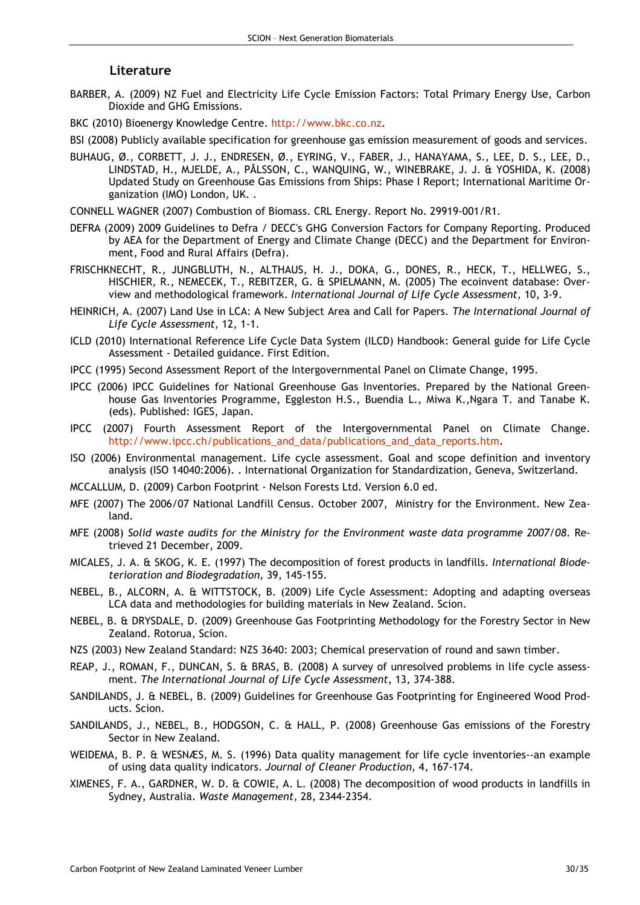## Literature

BARBER, A. (2009) NZ Fuel and Electricity Life Cycle Emission Factors: Total Primary Energy Use, Carbon Dioxide and GHG Emissions.

BKC (2010) Bioenergy Knowledge Centre. http://www.bkc.co.nz.

BSI (2008) Publicly available specification for greenhouse gas emission measurement of goods and services.

BUHAUG, Ø., CORBETT, J. J., ENDRESEN, Ø., EYRING, V., FABER, J., HANAYAMA, S., LEE, D. S., LEE, D., LINDSTAD, H., MJELDE, A., PÅLSSON, C., WANQUING, W., WINEBRAKE, J. J. & YOSHIDA, K. (2008) Updated Study on Greenhouse Gas Emissions from Ships: Phase I Report; International Maritime Organization (IMO) London, UK. .

CONNELL WAGNER (2007) Combustion of Biomass. CRL Energy. Report No. 29919-001/R1.

DEFRA (2009) 2009 Guidelines to Defra / DECC's GHG Conversion Factors for Company Reporting. Produced by AEA for the Department of Energy and Climate Change (DECC) and the Department for Environment, Food and Rural Affairs (Defra).

FRISCHKNECHT, R., JUNGBLUTH, N., ALTHAUS, H. J., DOKA, G., DONES, R., HECK, T., HELLWEG, S., HISCHIER, R., NEMECEK, T., REBITZER, G. & SPIELMANN, M. (2005) The ecoinvent database: Overview and methodological framework. *International Journal of Life Cycle Assessment,* 10, 3-9.

HEINRICH, A. (2007) Land Use in LCA: A New Subject Area and Call for Papers. *The International Journal of Life Cycle Assessment,* 12, 1-1.

ICLD (2010) International Reference Life Cycle Data System (ILCD) Handbook: General guide for Life Cycle Assessment - Detailed guidance. First Edition.

IPCC (1995) Second Assessment Report of the Intergovernmental Panel on Climate Change, 1995.

IPCC (2006) IPCC Guidelines for National Greenhouse Gas Inventories. Prepared by the National Greenhouse Gas Inventories Programme, Eggleston H.S., Buendia L., Miwa K.,Ngara T. and Tanabe K. (eds). Published: IGES, Japan.

IPCC (2007) Fourth Assessment Report of the Intergovernmental Panel on Climate Change. http://www.ipcc.ch/publications_and_data/publications_and_data_reports.htm.

ISO (2006) Environmental management. Life cycle assessment. Goal and scope definition and inventory analysis (ISO 14040:2006). . International Organization for Standardization, Geneva, Switzerland.

MCCALLUM, D. (2009) Carbon Footprint - Nelson Forests Ltd. Version 6.0 ed.

MFE (2007) The 2006/07 National Landfill Census. October 2007, Ministry for the Environment. New Zealand.

MFE (2008) *Solid waste audits for the Ministry for the Environment waste data programme 2007/08.* Retrieved 21 December, 2009.

MICALES, J. A. & SKOG, K. E. (1997) The decomposition of forest products in landfills. *International Biodeterioration and Biodegradation,* 39, 145-155.

NEBEL, B., ALCORN, A. & WITTSTOCK, B. (2009) Life Cycle Assessment: Adopting and adapting overseas LCA data and methodologies for building materials in New Zealand. Scion.

NEBEL, B. & DRYSDALE, D. (2009) Greenhouse Gas Footprinting Methodology for the Forestry Sector in New Zealand. Rotorua, Scion.

NZS (2003) New Zealand Standard: NZS 3640: 2003; Chemical preservation of round and sawn timber.

REAP, J., ROMAN, F., DUNCAN, S. & BRAS, B. (2008) A survey of unresolved problems in life cycle assessment. *The International Journal of Life Cycle Assessment,* 13, 374-388.

SANDILANDS, J. & NEBEL, B. (2009) Guidelines for Greenhouse Gas Footprinting for Engineered Wood Products. Scion.

SANDILANDS, J., NEBEL, B., HODGSON, C. & HALL, P. (2008) Greenhouse Gas emissions of the Forestry Sector in New Zealand.

WEIDEMA, B. P. & WESNÆS, M. S. (1996) Data quality management for life cycle inventories--an example of using data quality indicators. *Journal of Cleaner Production,* 4, 167-174.

XIMENES, F. A., GARDNER, W. D. & COWIE, A. L. (2008) The decomposition of wood products in landfills in Sydney, Australia. *Waste Management,* 28, 2344-2354.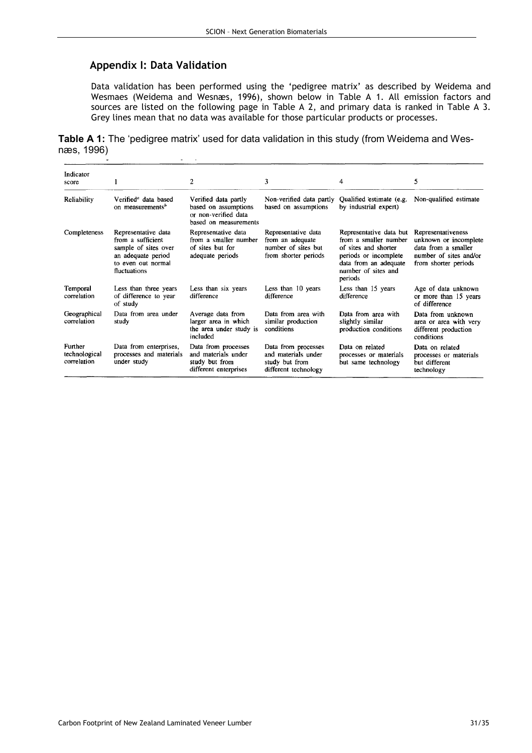## Appendix I: Data Validation

Data validation has been performed using the 'pedigree matrix' as described by Weidema and Wesmaes (Weidema and Wesnæs, 1996), shown below in Table A 1. All emission factors and sources are listed on the following page in Table A 2, and primary data is ranked in Table A 3. Grey lines mean that no data was available for those particular products or processes.

**Table A 1:** The 'pedigree matrix' used for data validation in this study (from Weidema and Wesnæs, 1996)

| Indicator score | 1 | 2 | 3 | 4 | 5 |
|---|---|---|---|---|---|
| Reliability | Verified[a] data based on measurements[b] | Verified data partly based on assumptions or non-verified data based on measurements | Non-verified data partly based on assumptions | Qualified estimate (e.g. by industrial expert) | Non-qualified estimate |
| Completeness | Representative data from a sufficient sample of sites over an adequate period to even out normal fluctuations | Representative data from a smaller number of sites but for adequate periods | Representative data from an adequate number of sites but from shorter periods | Representative data but from a smaller number of sites and shorter periods or incomplete data from an adequate number of sites and periods | Representativeness unknown or incomplete data from a smaller number of sites and/or from shorter periods |
| Temporal correlation | Less than three years of difference to year of study | Less than six years difference | Less than 10 years difference | Less than 15 years difference | Age of data unknown or more than 15 years of difference |
| Geographical correlation | Data from area under study | Average data from larger area in which the area under study is included | Data from area with similar production conditions | Data from area with slightly similar production conditions | Data from unknown area or area with very different production conditions |
| Further technological correlation | Data from enterprises, processes and materials under study | Data from processes and materials under study but from different enterprises | Data from processes and materials under study but from different technology | Data on related processes or materials but same technology | Data on related processes or materials but different technology |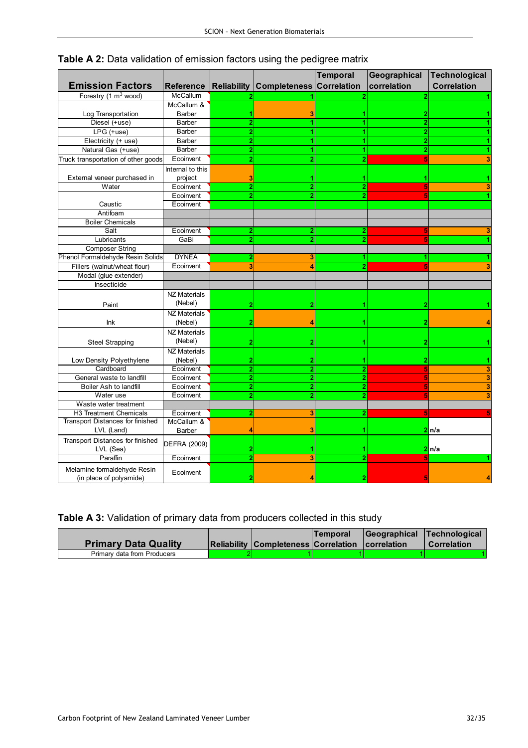**Table A 2:** Data validation of emission factors using the pedigree matrix

| Emission Factors | Reference | Reliability | Completeness | Temporal Correlation | Geographical correlation | Technological Correlation |
|---|---|---|---|---|---|---|
| Forestry (1 $m^3$ wood) | McCallum | 2 | 1 | 2 | 2 | 1 |
| Log Transportation | McCallum & Barber | 1 | 3 | 1 | 2 | 1 |
| Diesel (+use) | Barber | 2 | 1 | 1 | 2 | 1 |
| LPG (+use) | Barber | 2 | 1 | 1 | 2 | 1 |
| Electricity (+ use) | Barber | 2 | 1 | 1 | 2 | 1 |
| Natural Gas (+use) | Barber | 2 | 1 | 1 | 2 | 1 |
| Truck transportation of other goods | Ecoinvent | 2 | 2 | 2 | 5 | 3 |
| External veneer purchased in | Internal to this project | 3 | 1 | 1 | 1 | 1 |
| Water | Ecoinvent | 2 | 2 | 2 | 5 | 3 |
| Caustic | Ecoinvent | 2 | 2 | 2 | 5 | 1 |
| | Ecoinvent | | | | | |
| Antifoam | | | | | | |
| Boiler Chemicals | | | | | | |
| Salt | Ecoinvent | 2 | 2 | 2 | 5 | 3 |
| Lubricants | GaBi | 2 | 2 | 2 | 5 | 1 |
| Composer String | | | | | | |
| Phenol Formaldehyde Resin Solids | DYNEA | 2 | 3 | 1 | 1 | 1 |
| Fillers (walnut/wheat flour) | Ecoinvent | 3 | 4 | 2 | 5 | 3 |
| Modal (glue extender) | | | | | | |
| Insecticide | | | | | | |
| Paint | NZ Materials (Nebel) | 2 | 2 | 1 | 2 | 1 |
| Ink | NZ Materials (Nebel) | 2 | 4 | 1 | 2 | 4 |
| Steel Strapping | NZ Materials (Nebel) | 2 | 2 | 1 | 2 | 1 |
| Low Density Polyethylene | NZ Materials (Nebel) | 2 | 2 | 1 | 2 | 1 |
| Cardboard | Ecoinvent | 2 | 2 | 2 | 5 | 3 |
| General waste to landfill | Ecoinvent | 2 | 2 | 2 | 5 | 3 |
| Boiler Ash to landfill | Ecoinvent | 2 | 2 | 2 | 5 | 3 |
| Water use | Ecoinvent | 2 | 2 | 2 | 5 | 3 |
| Waste water treatment | | | | | | |
| H3 Treatment Chemicals | Ecoinvent | 2 | 3 | 2 | 5 | 5 |
| Transport Distances for finished LVL (Land) | McCallum & Barber | 4 | 3 | 1 | 2 | n/a |
| Transport Distances for finished LVL (Sea) | DEFRA (2009) | 2 | 1 | 1 | 2 | n/a |
| Paraffin | Ecoinvent | 2 | 3 | 2 | 5 | 1 |
| Melamine formaldehyde Resin (in place of polyamide) | Ecoinvent | 2 | 4 | 2 | 5 | 4 |

**Table A 3:** Validation of primary data from producers collected in this study

| Primary Data Quality | Reliability | Completeness | Temporal Correlation | Geographical correlation | Technological Correlation |
|---|---|---|---|---|---|
| Primary data from Producers | 2 | 1 | 1 | 1 | 1 |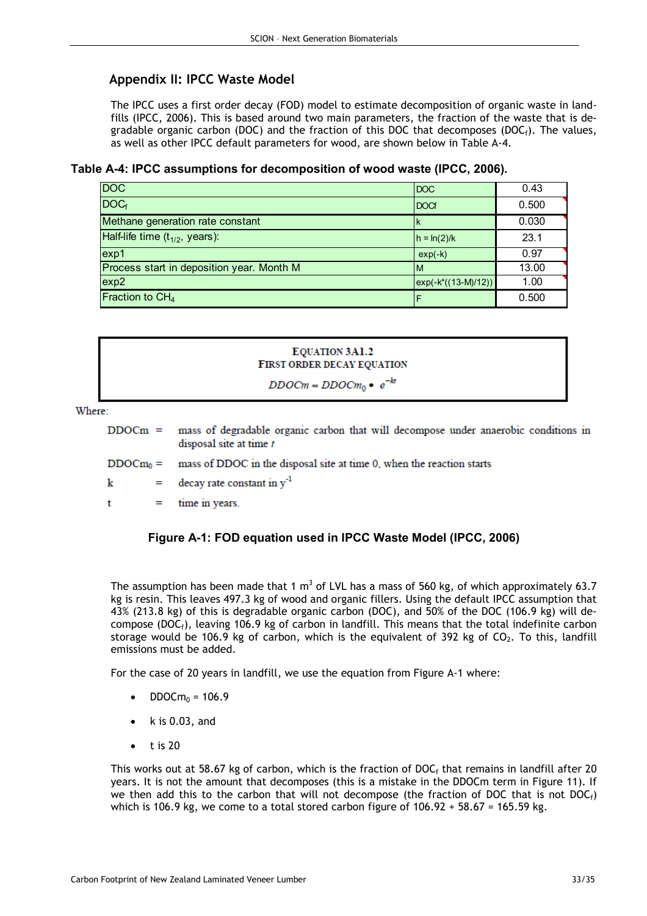## Appendix II: IPCC Waste Model

The IPCC uses a first order decay (FOD) model to estimate decomposition of organic waste in landfills (IPCC, 2006). This is based around two main parameters, the fraction of the waste that is degradable organic carbon (DOC) and the fraction of this DOC that decomposes ($DOC_f$). The values, as well as other IPCC default parameters for wood, are shown below in Table A-4.

**Table A-4: IPCC assumptions for decomposition of wood waste (IPCC, 2006).**

| | | |
|---|---|---|
| DOC | DOC | 0.43 |
| $DOC_f$ | DOCf | 0.500 |
| Methane generation rate constant | k | 0.030 |
| Half-life time ($t_{1/2}$, years): | h = ln(2)/k | 23.1 |
| exp1 | exp(-k) | 0.97 |
| Process start in deposition year. Month M | M | 13.00 |
| exp2 | exp(-k*((13-M)/12)) | 1.00 |
| Fraction to $CH_4$ | F | 0.500 |

**EQUATION 3A1.2**
**FIRST ORDER DECAY EQUATION**

$$DDOCm = DDOCm_0 \bullet e^{-kt}$$

Where:

DDOCm = mass of degradable organic carbon that will decompose under anaerobic conditions in disposal site at time *t*

$DDOCm_0$ = mass of DDOC in the disposal site at time 0, when the reaction starts

k = decay rate constant in $y^{-1}$

t = time in years.

**Figure A-1: FOD equation used in IPCC Waste Model (IPCC, 2006)**

The assumption has been made that 1 $m^3$ of LVL has a mass of 560 kg, of which approximately 63.7 kg is resin. This leaves 497.3 kg of wood and organic fillers. Using the default IPCC assumption that 43% (213.8 kg) of this is degradable organic carbon (DOC), and 50% of the DOC (106.9 kg) will decompose ($DOC_f$), leaving 106.9 kg of carbon in landfill. This means that the total indefinite carbon storage would be 106.9 kg of carbon, which is the equivalent of 392 kg of $CO_2$. To this, landfill emissions must be added.

For the case of 20 years in landfill, we use the equation from Figure A-1 where:

- $DDOCm_0$ = 106.9
- k is 0.03, and
- t is 20

This works out at 58.67 kg of carbon, which is the fraction of $DOC_f$ that remains in landfill after 20 years. It is not the amount that decomposes (this is a mistake in the DDOCm term in Figure 11). If we then add this to the carbon that will not decompose (the fraction of DOC that is not $DOC_f$) which is 106.9 kg, we come to a total stored carbon figure of 106.92 + 58.67 = 165.59 kg.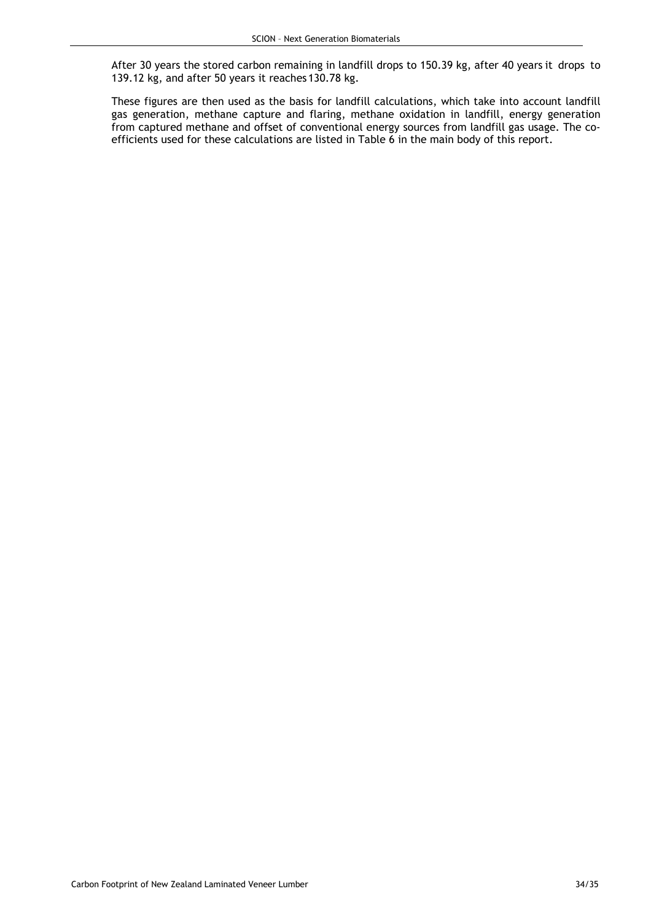After 30 years the stored carbon remaining in landfill drops to 150.39 kg, after 40 years it drops to 139.12 kg, and after 50 years it reaches 130.78 kg.

These figures are then used as the basis for landfill calculations, which take into account landfill gas generation, methane capture and flaring, methane oxidation in landfill, energy generation from captured methane and offset of conventional energy sources from landfill gas usage. The co-efficients used for these calculations are listed in Table 6 in the main body of this report.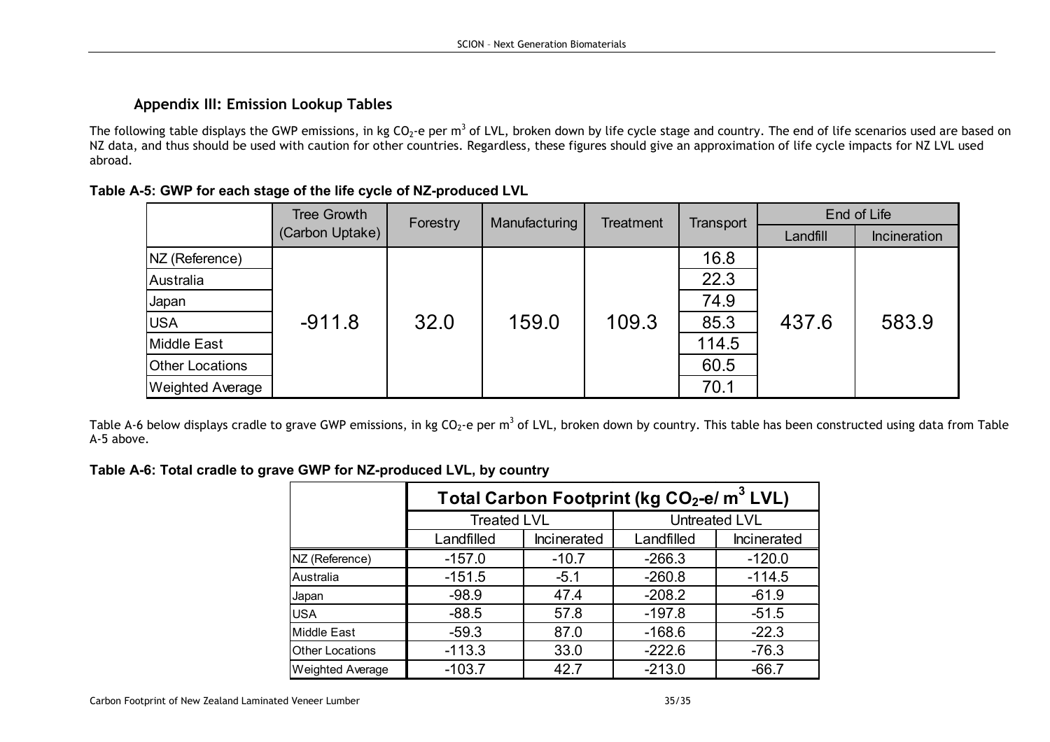## Appendix III: Emission Lookup Tables

The following table displays the GWP emissions, in kg $CO_2$-e per $m^3$ of LVL, broken down by life cycle stage and country. The end of life scenarios used are based on NZ data, and thus should be used with caution for other countries. Regardless, these figures should give an approximation of life cycle impacts for NZ LVL used abroad.

**Table A-5: GWP for each stage of the life cycle of NZ-produced LVL**

| | Tree Growth (Carbon Uptake) | Forestry | Manufacturing | Treatment | Transport | End of Life | |
|---|---|---|---|---|---|---|---|
| | | | | | | Landfill | Incineration |
| NZ (Reference) | -911.8 | 32.0 | 159.0 | 109.3 | 16.8 | 437.6 | 583.9 |
| Australia | | | | | 22.3 | | |
| Japan | | | | | 74.9 | | |
| USA | | | | | 85.3 | | |
| Middle East | | | | | 114.5 | | |
| Other Locations | | | | | 60.5 | | |
| Weighted Average | | | | | 70.1 | | |

Table A-6 below displays cradle to grave GWP emissions, in kg $CO_2$-e per $m^3$ of LVL, broken down by country. This table has been constructed using data from Table A-5 above.

**Table A-6: Total cradle to grave GWP for NZ-produced LVL, by country**

| | Total Carbon Footprint (kg $CO_2$-e/ $m^3$ LVL) | | | |
|---|---|---|---|---|
| | Treated LVL | | Untreated LVL | |
| | Landfilled | Incinerated | Landfilled | Incinerated |
| NZ (Reference) | -157.0 | -10.7 | -266.3 | -120.0 |
| Australia | -151.5 | -5.1 | -260.8 | -114.5 |
| Japan | -98.9 | 47.4 | -208.2 | -61.9 |
| USA | -88.5 | 57.8 | -197.8 | -51.5 |
| Middle East | -59.3 | 87.0 | -168.6 | -22.3 |
| Other Locations | -113.3 | 33.0 | -222.6 | -76.3 |
| Weighted Average | -103.7 | 42.7 | -213.0 | -66.7 |